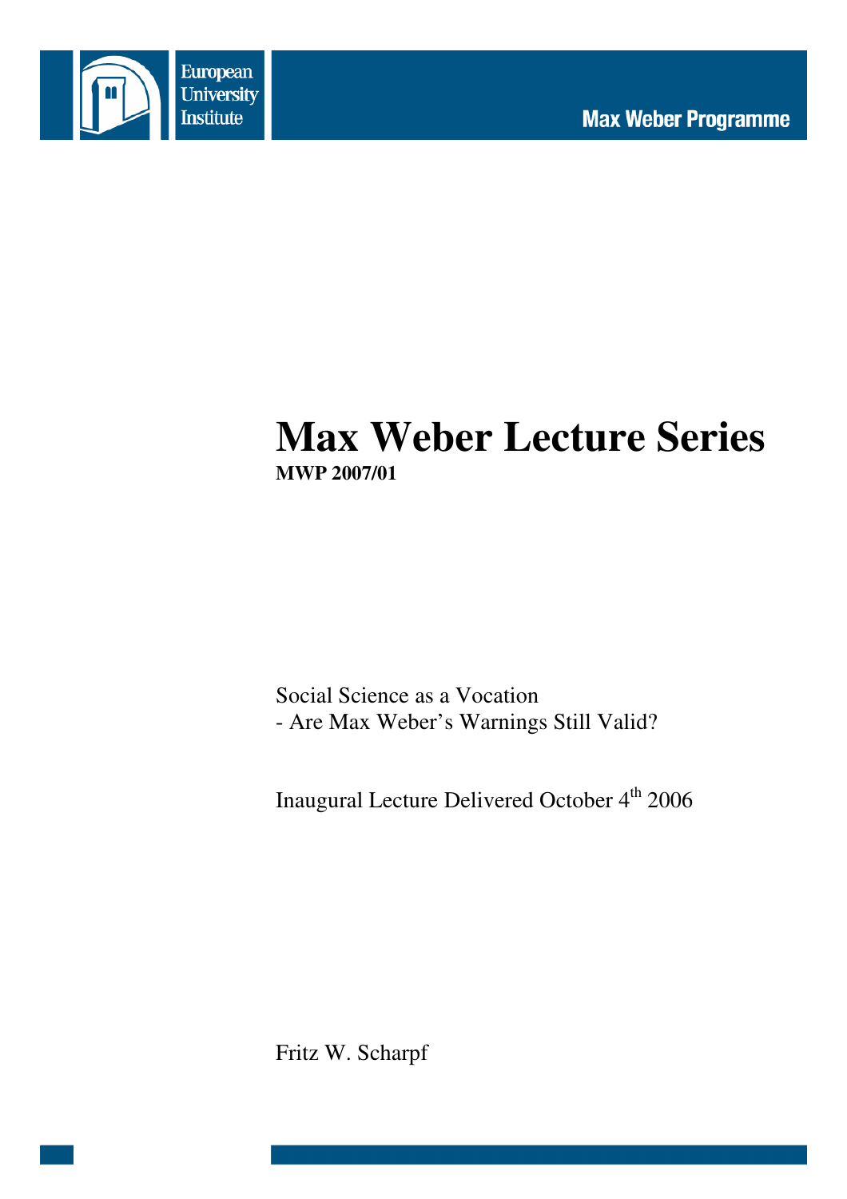European University Institute

Max Weber Programme

# Max Weber Lecture Series

**MWP 2007/01**

Social Science as a Vocation
- Are Max Weber's Warnings Still Valid?

Inaugural Lecture Delivered October 4th 2006

Fritz W. Scharpf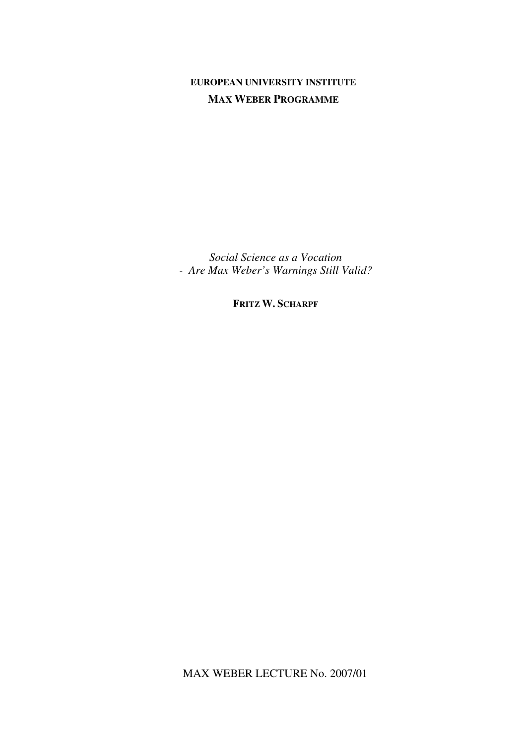**EUROPEAN UNIVERSITY INSTITUTE**

**MAX WEBER PROGRAMME**

*Social Science as a Vocation*
*- Are Max Weber's Warnings Still Valid?*

**FRITZ W. SCHARPF**

MAX WEBER LECTURE No. 2007/01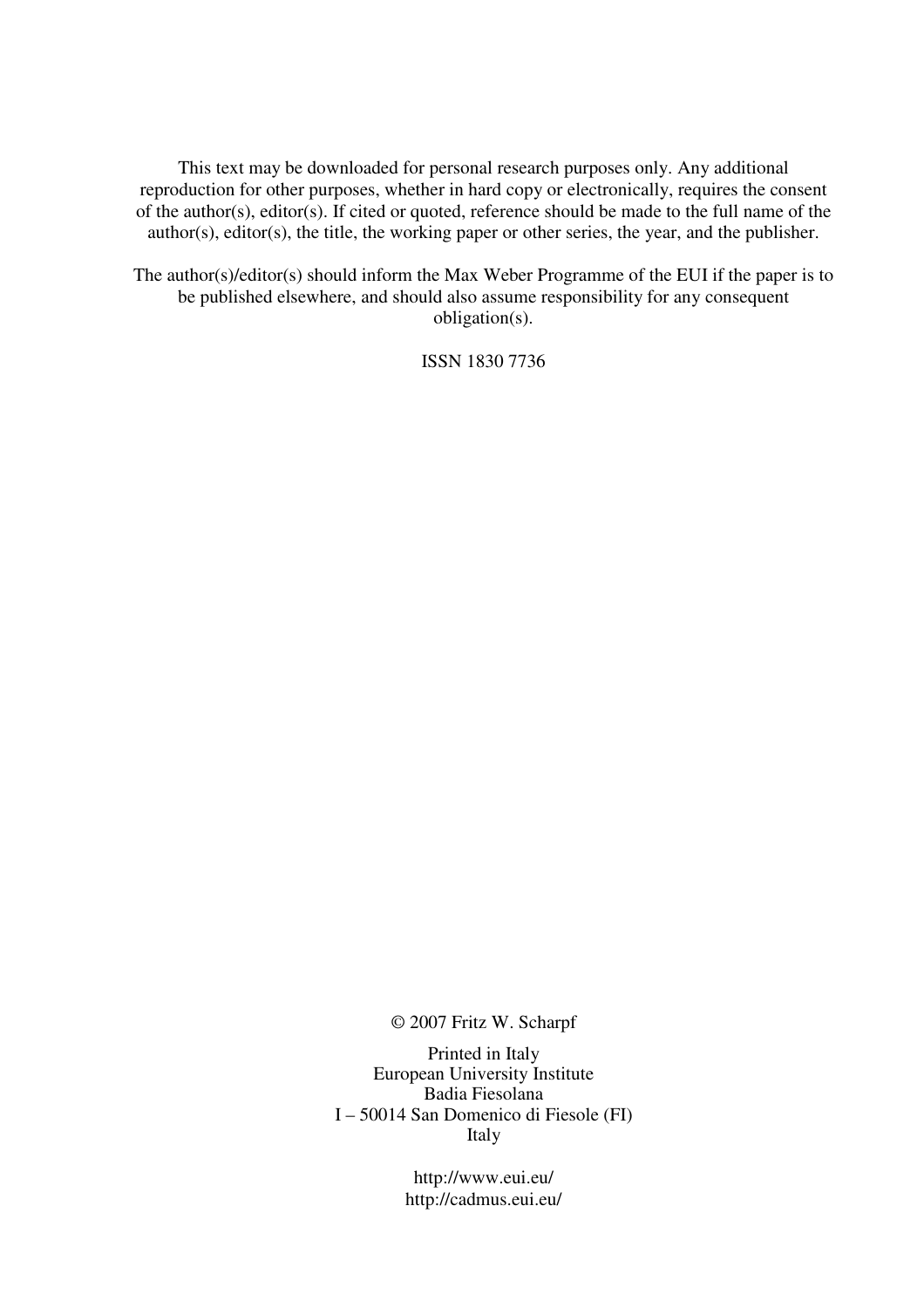This text may be downloaded for personal research purposes only. Any additional reproduction for other purposes, whether in hard copy or electronically, requires the consent of the author(s), editor(s). If cited or quoted, reference should be made to the full name of the author(s), editor(s), the title, the working paper or other series, the year, and the publisher.

The author(s)/editor(s) should inform the Max Weber Programme of the EUI if the paper is to be published elsewhere, and should also assume responsibility for any consequent obligation(s).

ISSN 1830 7736

© 2007 Fritz W. Scharpf

Printed in Italy
European University Institute
Badia Fiesolana
I – 50014 San Domenico di Fiesole (FI)
Italy

http://www.eui.eu/
http://cadmus.eui.eu/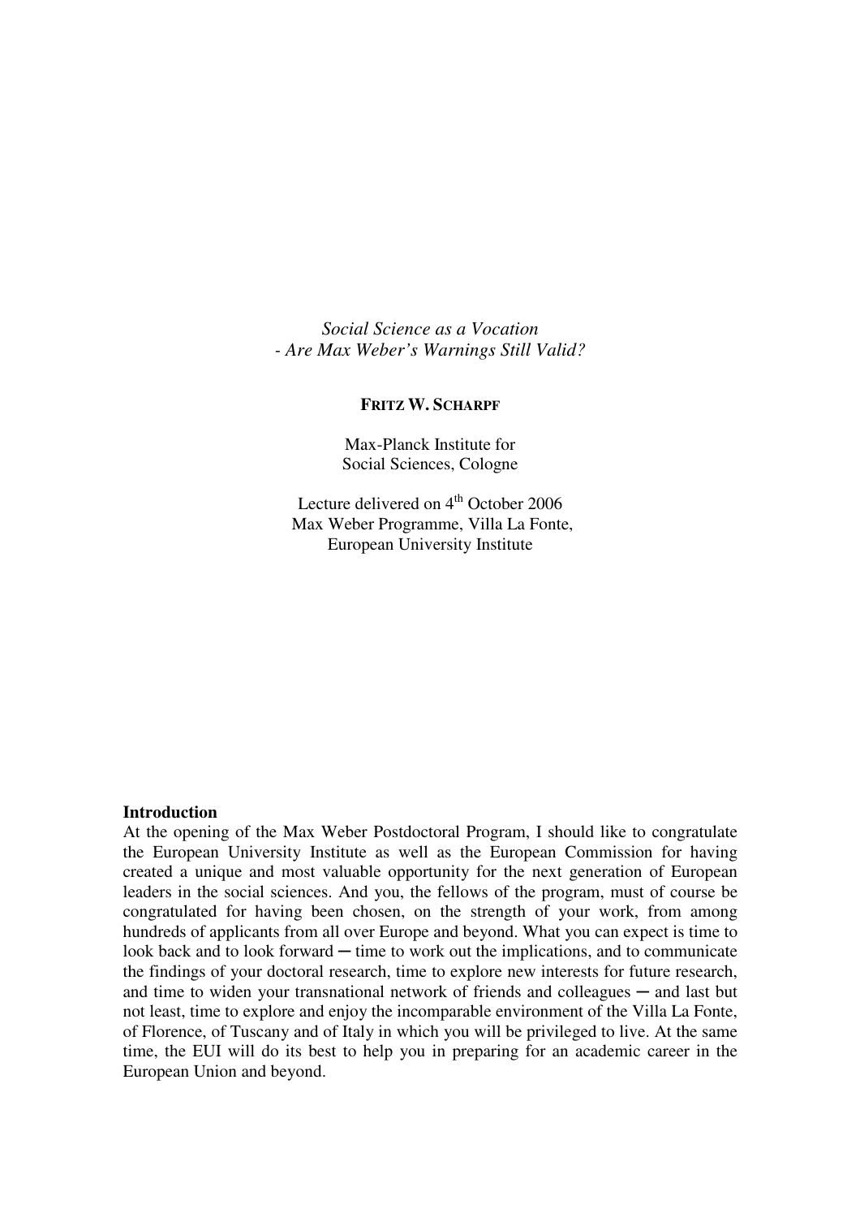*Social Science as a Vocation*
*- Are Max Weber's Warnings Still Valid?*

**FRITZ W. SCHARPF**

Max-Planck Institute for
Social Sciences, Cologne

Lecture delivered on 4th October 2006
Max Weber Programme, Villa La Fonte,
European University Institute

**Introduction**

At the opening of the Max Weber Postdoctoral Program, I should like to congratulate the European University Institute as well as the European Commission for having created a unique and most valuable opportunity for the next generation of European leaders in the social sciences. And you, the fellows of the program, must of course be congratulated for having been chosen, on the strength of your work, from among hundreds of applicants from all over Europe and beyond. What you can expect is time to look back and to look forward ─ time to work out the implications, and to communicate the findings of your doctoral research, time to explore new interests for future research, and time to widen your transnational network of friends and colleagues ─ and last but not least, time to explore and enjoy the incomparable environment of the Villa La Fonte, of Florence, of Tuscany and of Italy in which you will be privileged to live. At the same time, the EUI will do its best to help you in preparing for an academic career in the European Union and beyond.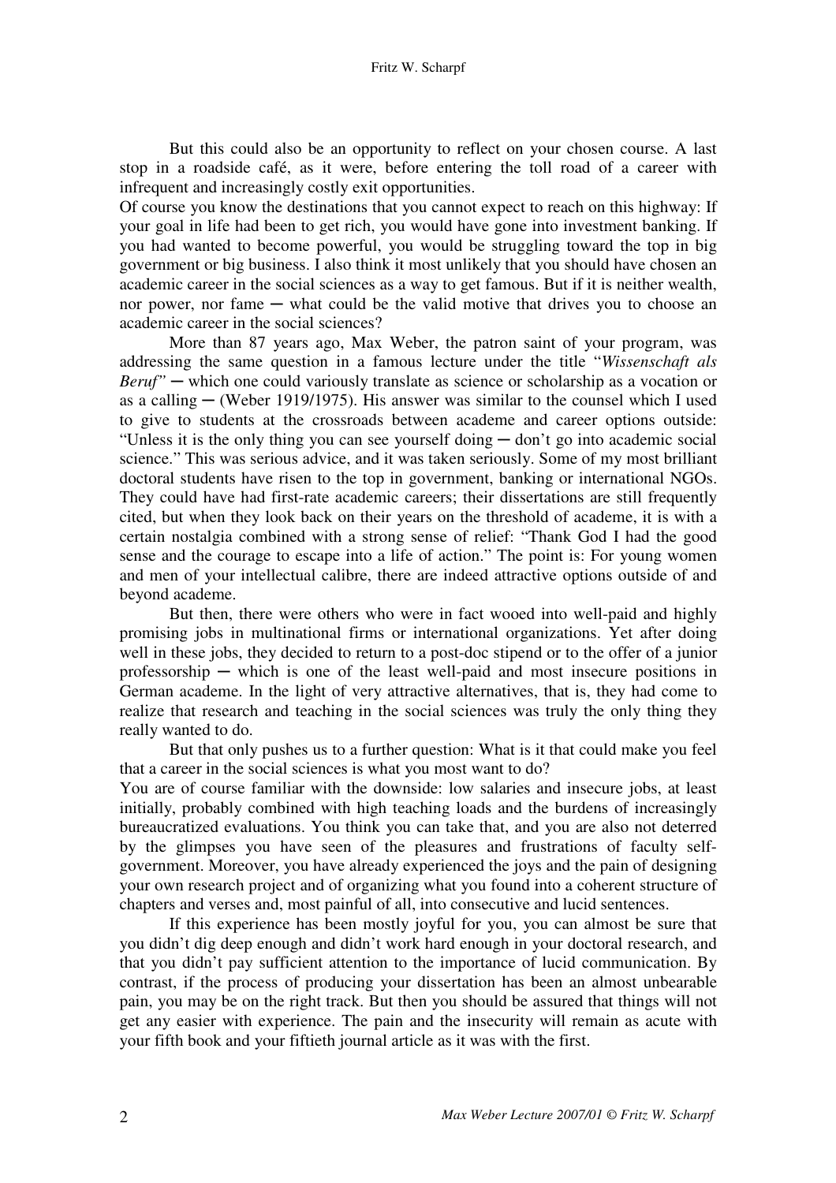But this could also be an opportunity to reflect on your chosen course. A last stop in a roadside café, as it were, before entering the toll road of a career with infrequent and increasingly costly exit opportunities.

Of course you know the destinations that you cannot expect to reach on this highway: If your goal in life had been to get rich, you would have gone into investment banking. If you had wanted to become powerful, you would be struggling toward the top in big government or big business. I also think it most unlikely that you should have chosen an academic career in the social sciences as a way to get famous. But if it is neither wealth, nor power, nor fame ─ what could be the valid motive that drives you to choose an academic career in the social sciences?

More than 87 years ago, Max Weber, the patron saint of your program, was addressing the same question in a famous lecture under the title "*Wissenschaft als Beruf*" ─ which one could variously translate as science or scholarship as a vocation or as a calling ─ (Weber 1919/1975). His answer was similar to the counsel which I used to give to students at the crossroads between academe and career options outside: "Unless it is the only thing you can see yourself doing ─ don't go into academic social science." This was serious advice, and it was taken seriously. Some of my most brilliant doctoral students have risen to the top in government, banking or international NGOs. They could have had first-rate academic careers; their dissertations are still frequently cited, but when they look back on their years on the threshold of academe, it is with a certain nostalgia combined with a strong sense of relief: "Thank God I had the good sense and the courage to escape into a life of action." The point is: For young women and men of your intellectual calibre, there are indeed attractive options outside of and beyond academe.

But then, there were others who were in fact wooed into well-paid and highly promising jobs in multinational firms or international organizations. Yet after doing well in these jobs, they decided to return to a post-doc stipend or to the offer of a junior professorship ─ which is one of the least well-paid and most insecure positions in German academe. In the light of very attractive alternatives, that is, they had come to realize that research and teaching in the social sciences was truly the only thing they really wanted to do.

But that only pushes us to a further question: What is it that could make you feel that a career in the social sciences is what you most want to do?

You are of course familiar with the downside: low salaries and insecure jobs, at least initially, probably combined with high teaching loads and the burdens of increasingly bureaucratized evaluations. You think you can take that, and you are also not deterred by the glimpses you have seen of the pleasures and frustrations of faculty self-government. Moreover, you have already experienced the joys and the pain of designing your own research project and of organizing what you found into a coherent structure of chapters and verses and, most painful of all, into consecutive and lucid sentences.

If this experience has been mostly joyful for you, you can almost be sure that you didn't dig deep enough and didn't work hard enough in your doctoral research, and that you didn't pay sufficient attention to the importance of lucid communication. By contrast, if the process of producing your dissertation has been an almost unbearable pain, you may be on the right track. But then you should be assured that things will not get any easier with experience. The pain and the insecurity will remain as acute with your fifth book and your fiftieth journal article as it was with the first.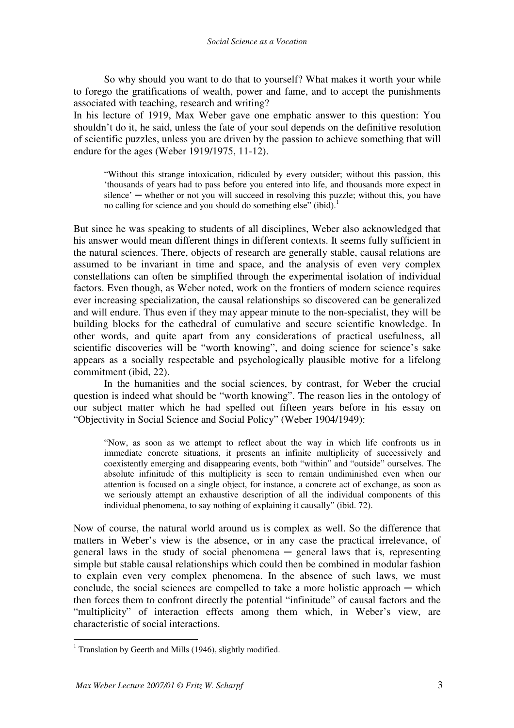So why should you want to do that to yourself? What makes it worth your while to forego the gratifications of wealth, power and fame, and to accept the punishments associated with teaching, research and writing?

In his lecture of 1919, Max Weber gave one emphatic answer to this question: You shouldn't do it, he said, unless the fate of your soul depends on the definitive resolution of scientific puzzles, unless you are driven by the passion to achieve something that will endure for the ages (Weber 1919/1975, 11-12).

> "Without this strange intoxication, ridiculed by every outsider; without this passion, this 'thousands of years had to pass before you entered into life, and thousands more expect in silence' ─ whether or not you will succeed in resolving this puzzle; without this, you have no calling for science and you should do something else" (ibid).[1]

But since he was speaking to students of all disciplines, Weber also acknowledged that his answer would mean different things in different contexts. It seems fully sufficient in the natural sciences. There, objects of research are generally stable, causal relations are assumed to be invariant in time and space, and the analysis of even very complex constellations can often be simplified through the experimental isolation of individual factors. Even though, as Weber noted, work on the frontiers of modern science requires ever increasing specialization, the causal relationships so discovered can be generalized and will endure. Thus even if they may appear minute to the non-specialist, they will be building blocks for the cathedral of cumulative and secure scientific knowledge. In other words, and quite apart from any considerations of practical usefulness, all scientific discoveries will be "worth knowing", and doing science for science's sake appears as a socially respectable and psychologically plausible motive for a lifelong commitment (ibid, 22).

In the humanities and the social sciences, by contrast, for Weber the crucial question is indeed what should be "worth knowing". The reason lies in the ontology of our subject matter which he had spelled out fifteen years before in his essay on "Objectivity in Social Science and Social Policy" (Weber 1904/1949):

> "Now, as soon as we attempt to reflect about the way in which life confronts us in immediate concrete situations, it presents an infinite multiplicity of successively and coexistently emerging and disappearing events, both "within" and "outside" ourselves. The absolute infinitude of this multiplicity is seen to remain undiminished even when our attention is focused on a single object, for instance, a concrete act of exchange, as soon as we seriously attempt an exhaustive description of all the individual components of this individual phenomena, to say nothing of explaining it causally" (ibid. 72).

Now of course, the natural world around us is complex as well. So the difference that matters in Weber's view is the absence, or in any case the practical irrelevance, of general laws in the study of social phenomena ─ general laws that is, representing simple but stable causal relationships which could then be combined in modular fashion to explain even very complex phenomena. In the absence of such laws, we must conclude, the social sciences are compelled to take a more holistic approach ─ which then forces them to confront directly the potential "infinitude" of causal factors and the "multiplicity" of interaction effects among them which, in Weber's view, are characteristic of social interactions.

---

[1] Translation by Geerth and Mills (1946), slightly modified.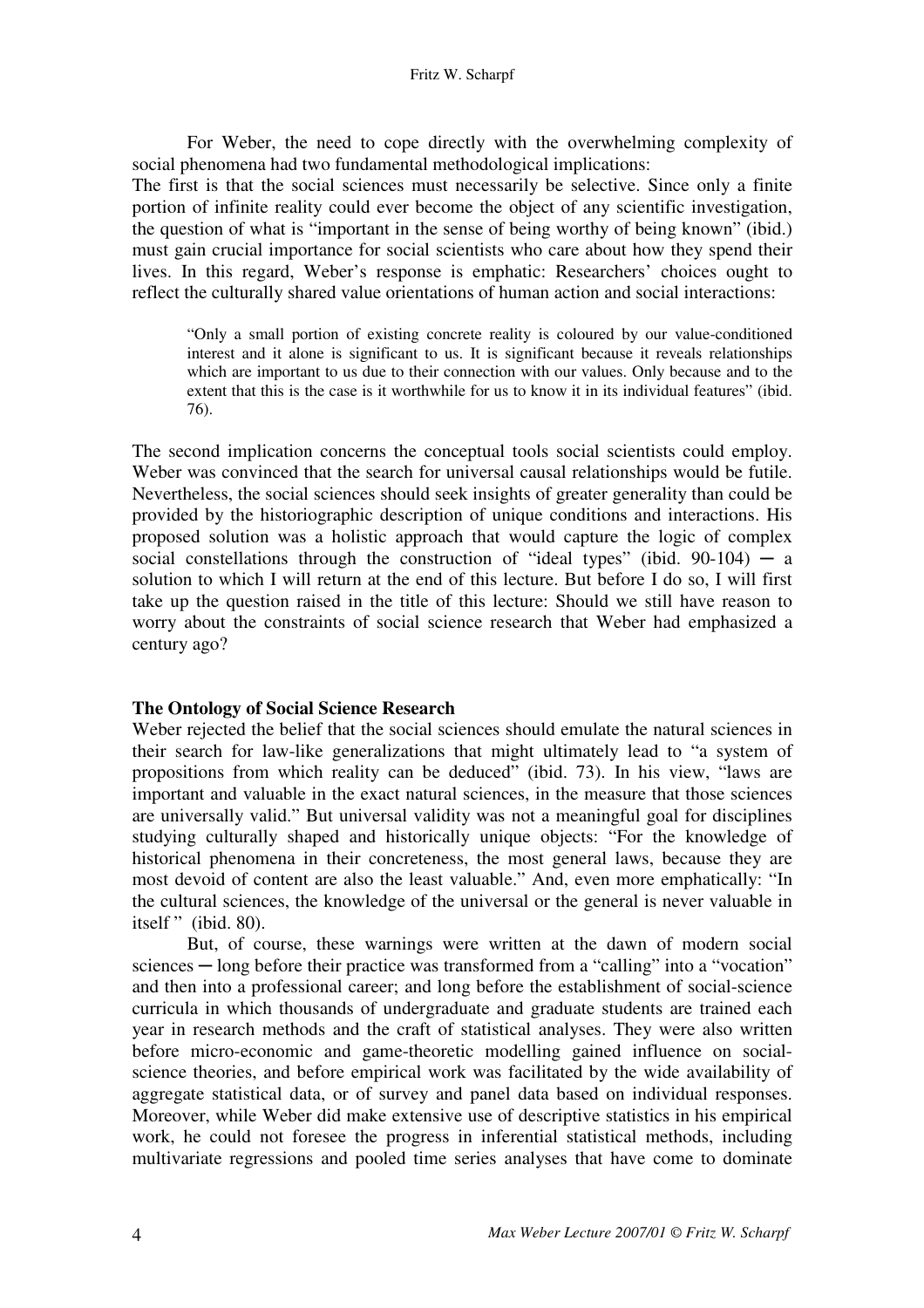For Weber, the need to cope directly with the overwhelming complexity of social phenomena had two fundamental methodological implications:

The first is that the social sciences must necessarily be selective. Since only a finite portion of infinite reality could ever become the object of any scientific investigation, the question of what is "important in the sense of being worthy of being known" (ibid.) must gain crucial importance for social scientists who care about how they spend their lives. In this regard, Weber's response is emphatic: Researchers' choices ought to reflect the culturally shared value orientations of human action and social interactions:

> "Only a small portion of existing concrete reality is coloured by our value-conditioned interest and it alone is significant to us. It is significant because it reveals relationships which are important to us due to their connection with our values. Only because and to the extent that this is the case is it worthwhile for us to know it in its individual features" (ibid. 76).

The second implication concerns the conceptual tools social scientists could employ. Weber was convinced that the search for universal causal relationships would be futile. Nevertheless, the social sciences should seek insights of greater generality than could be provided by the historiographic description of unique conditions and interactions. His proposed solution was a holistic approach that would capture the logic of complex social constellations through the construction of "ideal types" (ibid. 90-104) ─ a solution to which I will return at the end of this lecture. But before I do so, I will first take up the question raised in the title of this lecture: Should we still have reason to worry about the constraints of social science research that Weber had emphasized a century ago?

**The Ontology of Social Science Research**

Weber rejected the belief that the social sciences should emulate the natural sciences in their search for law-like generalizations that might ultimately lead to "a system of propositions from which reality can be deduced" (ibid. 73). In his view, "laws are important and valuable in the exact natural sciences, in the measure that those sciences are universally valid." But universal validity was not a meaningful goal for disciplines studying culturally shaped and historically unique objects: "For the knowledge of historical phenomena in their concreteness, the most general laws, because they are most devoid of content are also the least valuable." And, even more emphatically: "In the cultural sciences, the knowledge of the universal or the general is never valuable in itself " (ibid. 80).

But, of course, these warnings were written at the dawn of modern social sciences ─ long before their practice was transformed from a "calling" into a "vocation" and then into a professional career; and long before the establishment of social-science curricula in which thousands of undergraduate and graduate students are trained each year in research methods and the craft of statistical analyses. They were also written before micro-economic and game-theoretic modelling gained influence on social-science theories, and before empirical work was facilitated by the wide availability of aggregate statistical data, or of survey and panel data based on individual responses. Moreover, while Weber did make extensive use of descriptive statistics in his empirical work, he could not foresee the progress in inferential statistical methods, including multivariate regressions and pooled time series analyses that have come to dominate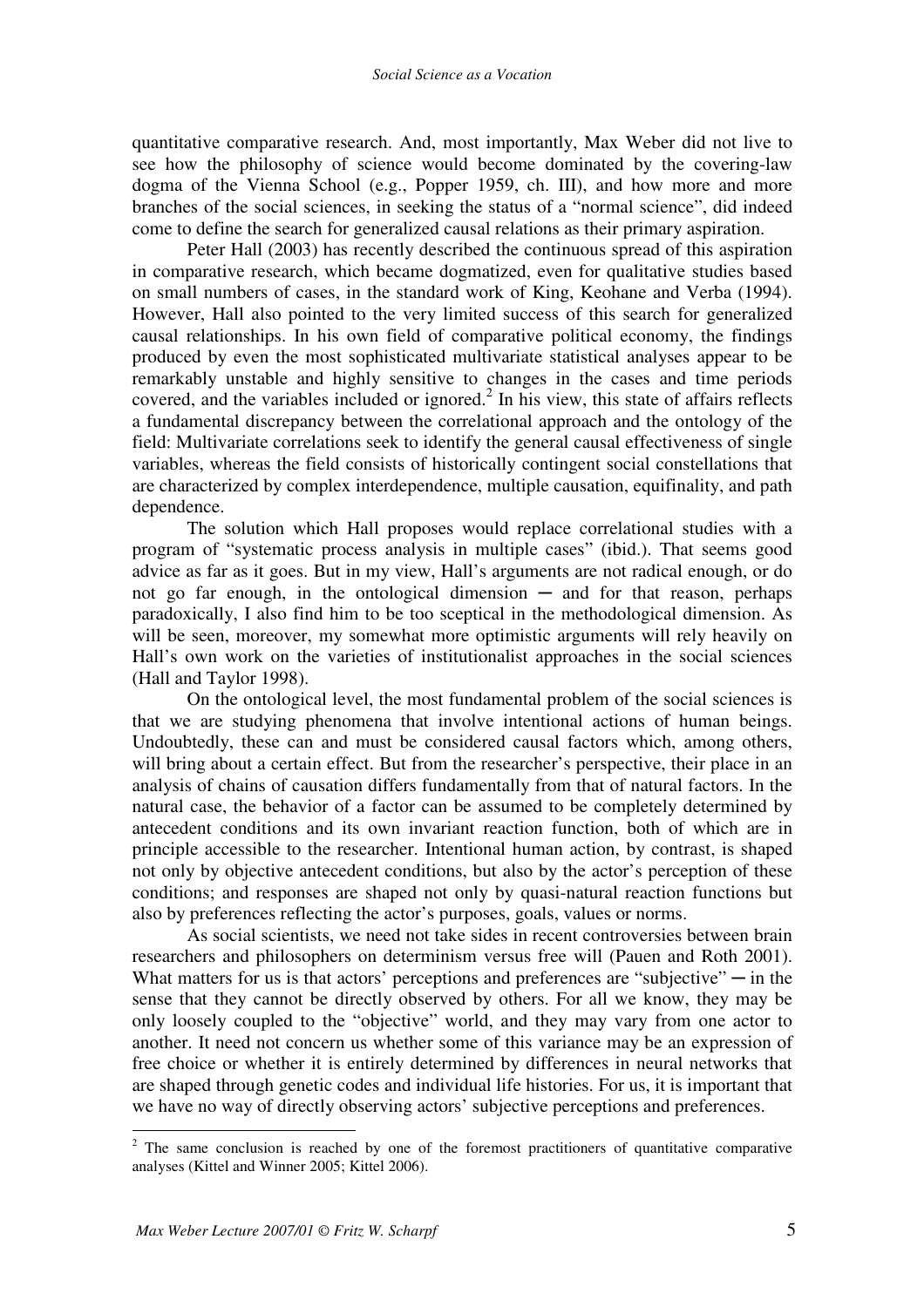quantitative comparative research. And, most importantly, Max Weber did not live to see how the philosophy of science would become dominated by the covering-law dogma of the Vienna School (e.g., Popper 1959, ch. III), and how more and more branches of the social sciences, in seeking the status of a "normal science", did indeed come to define the search for generalized causal relations as their primary aspiration.

Peter Hall (2003) has recently described the continuous spread of this aspiration in comparative research, which became dogmatized, even for qualitative studies based on small numbers of cases, in the standard work of King, Keohane and Verba (1994). However, Hall also pointed to the very limited success of this search for generalized causal relationships. In his own field of comparative political economy, the findings produced by even the most sophisticated multivariate statistical analyses appear to be remarkably unstable and highly sensitive to changes in the cases and time periods covered, and the variables included or ignored.[2] In his view, this state of affairs reflects a fundamental discrepancy between the correlational approach and the ontology of the field: Multivariate correlations seek to identify the general causal effectiveness of single variables, whereas the field consists of historically contingent social constellations that are characterized by complex interdependence, multiple causation, equifinality, and path dependence.

The solution which Hall proposes would replace correlational studies with a program of "systematic process analysis in multiple cases" (ibid.). That seems good advice as far as it goes. But in my view, Hall's arguments are not radical enough, or do not go far enough, in the ontological dimension ─ and for that reason, perhaps paradoxically, I also find him to be too sceptical in the methodological dimension. As will be seen, moreover, my somewhat more optimistic arguments will rely heavily on Hall's own work on the varieties of institutionalist approaches in the social sciences (Hall and Taylor 1998).

On the ontological level, the most fundamental problem of the social sciences is that we are studying phenomena that involve intentional actions of human beings. Undoubtedly, these can and must be considered causal factors which, among others, will bring about a certain effect. But from the researcher's perspective, their place in an analysis of chains of causation differs fundamentally from that of natural factors. In the natural case, the behavior of a factor can be assumed to be completely determined by antecedent conditions and its own invariant reaction function, both of which are in principle accessible to the researcher. Intentional human action, by contrast, is shaped not only by objective antecedent conditions, but also by the actor's perception of these conditions; and responses are shaped not only by quasi-natural reaction functions but also by preferences reflecting the actor's purposes, goals, values or norms.

As social scientists, we need not take sides in recent controversies between brain researchers and philosophers on determinism versus free will (Pauen and Roth 2001). What matters for us is that actors' perceptions and preferences are "subjective" ─ in the sense that they cannot be directly observed by others. For all we know, they may be only loosely coupled to the "objective" world, and they may vary from one actor to another. It need not concern us whether some of this variance may be an expression of free choice or whether it is entirely determined by differences in neural networks that are shaped through genetic codes and individual life histories. For us, it is important that we have no way of directly observing actors' subjective perceptions and preferences.

[2] The same conclusion is reached by one of the foremost practitioners of quantitative comparative analyses (Kittel and Winner 2005; Kittel 2006).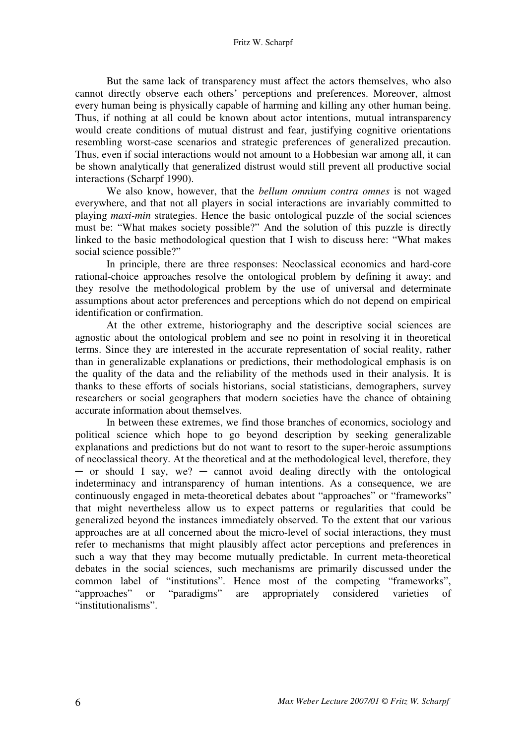But the same lack of transparency must affect the actors themselves, who also cannot directly observe each others' perceptions and preferences. Moreover, almost every human being is physically capable of harming and killing any other human being. Thus, if nothing at all could be known about actor intentions, mutual intransparency would create conditions of mutual distrust and fear, justifying cognitive orientations resembling worst-case scenarios and strategic preferences of generalized precaution. Thus, even if social interactions would not amount to a Hobbesian war among all, it can be shown analytically that generalized distrust would still prevent all productive social interactions (Scharpf 1990).

We also know, however, that the *bellum omnium contra omnes* is not waged everywhere, and that not all players in social interactions are invariably committed to playing *maxi-min* strategies. Hence the basic ontological puzzle of the social sciences must be: "What makes society possible?" And the solution of this puzzle is directly linked to the basic methodological question that I wish to discuss here: "What makes social science possible?"

In principle, there are three responses: Neoclassical economics and hard-core rational-choice approaches resolve the ontological problem by defining it away; and they resolve the methodological problem by the use of universal and determinate assumptions about actor preferences and perceptions which do not depend on empirical identification or confirmation.

At the other extreme, historiography and the descriptive social sciences are agnostic about the ontological problem and see no point in resolving it in theoretical terms. Since they are interested in the accurate representation of social reality, rather than in generalizable explanations or predictions, their methodological emphasis is on the quality of the data and the reliability of the methods used in their analysis. It is thanks to these efforts of socials historians, social statisticians, demographers, survey researchers or social geographers that modern societies have the chance of obtaining accurate information about themselves.

In between these extremes, we find those branches of economics, sociology and political science which hope to go beyond description by seeking generalizable explanations and predictions but do not want to resort to the super-heroic assumptions of neoclassical theory. At the theoretical and at the methodological level, therefore, they ─ or should I say, we? ─ cannot avoid dealing directly with the ontological indeterminacy and intransparency of human intentions. As a consequence, we are continuously engaged in meta-theoretical debates about "approaches" or "frameworks" that might nevertheless allow us to expect patterns or regularities that could be generalized beyond the instances immediately observed. To the extent that our various approaches are at all concerned about the micro-level of social interactions, they must refer to mechanisms that might plausibly affect actor perceptions and preferences in such a way that they may become mutually predictable. In current meta-theoretical debates in the social sciences, such mechanisms are primarily discussed under the common label of "institutions". Hence most of the competing "frameworks", "approaches" or "paradigms" are appropriately considered varieties of "institutionalisms".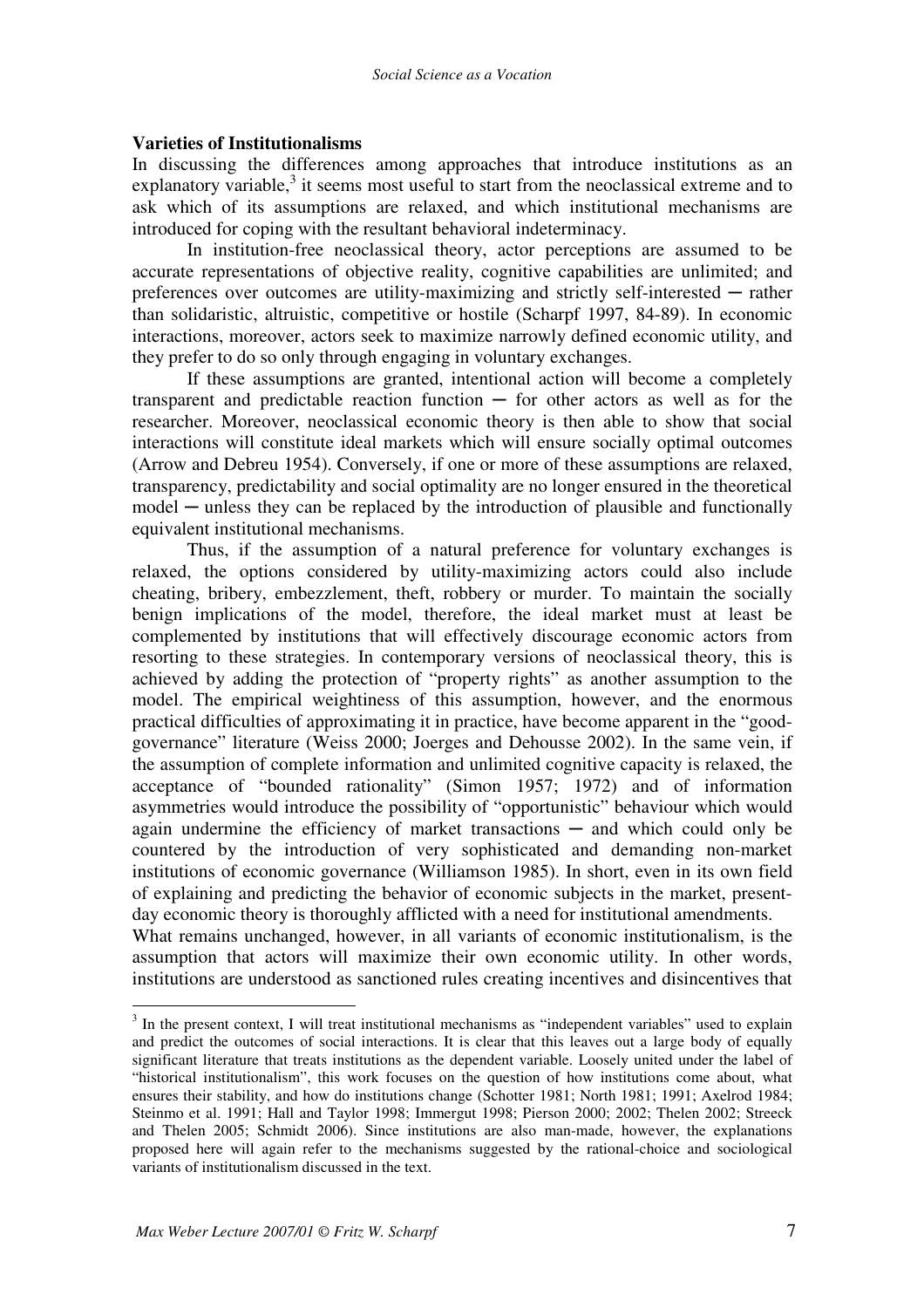### Varieties of Institutionalisms

In discussing the differences among approaches that introduce institutions as an explanatory variable,[3] it seems most useful to start from the neoclassical extreme and to ask which of its assumptions are relaxed, and which institutional mechanisms are introduced for coping with the resultant behavioral indeterminacy.

In institution-free neoclassical theory, actor perceptions are assumed to be accurate representations of objective reality, cognitive capabilities are unlimited; and preferences over outcomes are utility-maximizing and strictly self-interested ─ rather than solidaristic, altruistic, competitive or hostile (Scharpf 1997, 84-89). In economic interactions, moreover, actors seek to maximize narrowly defined economic utility, and they prefer to do so only through engaging in voluntary exchanges.

If these assumptions are granted, intentional action will become a completely transparent and predictable reaction function ─ for other actors as well as for the researcher. Moreover, neoclassical economic theory is then able to show that social interactions will constitute ideal markets which will ensure socially optimal outcomes (Arrow and Debreu 1954). Conversely, if one or more of these assumptions are relaxed, transparency, predictability and social optimality are no longer ensured in the theoretical model ─ unless they can be replaced by the introduction of plausible and functionally equivalent institutional mechanisms.

Thus, if the assumption of a natural preference for voluntary exchanges is relaxed, the options considered by utility-maximizing actors could also include cheating, bribery, embezzlement, theft, robbery or murder. To maintain the socially benign implications of the model, therefore, the ideal market must at least be complemented by institutions that will effectively discourage economic actors from resorting to these strategies. In contemporary versions of neoclassical theory, this is achieved by adding the protection of "property rights" as another assumption to the model. The empirical weightiness of this assumption, however, and the enormous practical difficulties of approximating it in practice, have become apparent in the "good-governance" literature (Weiss 2000; Joerges and Dehousse 2002). In the same vein, if the assumption of complete information and unlimited cognitive capacity is relaxed, the acceptance of "bounded rationality" (Simon 1957; 1972) and of information asymmetries would introduce the possibility of "opportunistic" behaviour which would again undermine the efficiency of market transactions ─ and which could only be countered by the introduction of very sophisticated and demanding non-market institutions of economic governance (Williamson 1985). In short, even in its own field of explaining and predicting the behavior of economic subjects in the market, present-day economic theory is thoroughly afflicted with a need for institutional amendments.

What remains unchanged, however, in all variants of economic institutionalism, is the assumption that actors will maximize their own economic utility. In other words, institutions are understood as sanctioned rules creating incentives and disincentives that

---

[3] In the present context, I will treat institutional mechanisms as "independent variables" used to explain and predict the outcomes of social interactions. It is clear that this leaves out a large body of equally significant literature that treats institutions as the dependent variable. Loosely united under the label of "historical institutionalism", this work focuses on the question of how institutions come about, what ensures their stability, and how do institutions change (Schotter 1981; North 1981; 1991; Axelrod 1984; Steinmo et al. 1991; Hall and Taylor 1998; Immergut 1998; Pierson 2000; 2002; Thelen 2002; Streeck and Thelen 2005; Schmidt 2006). Since institutions are also man-made, however, the explanations proposed here will again refer to the mechanisms suggested by the rational-choice and sociological variants of institutionalism discussed in the text.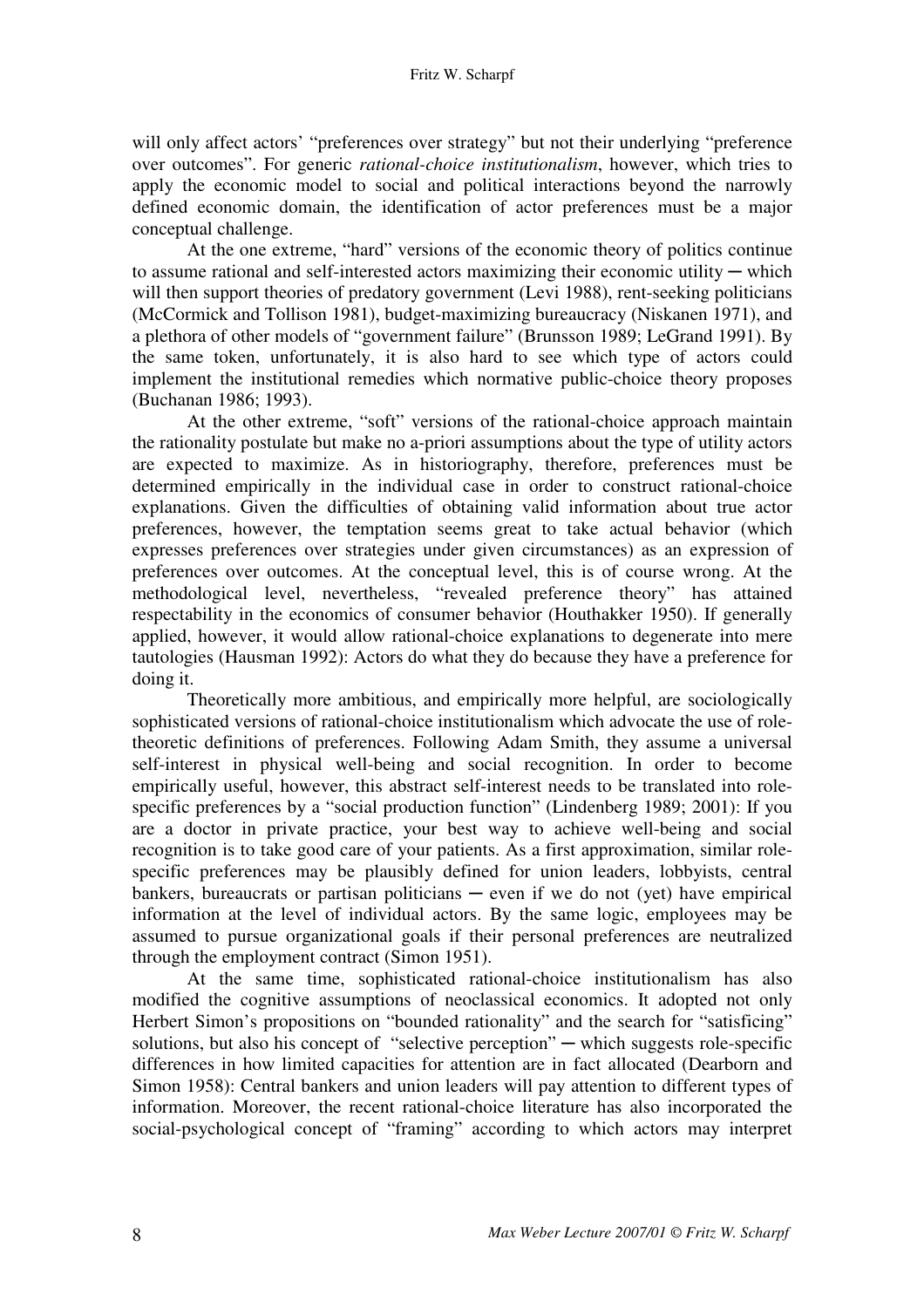will only affect actors' "preferences over strategy" but not their underlying "preference over outcomes". For generic *rational-choice institutionalism*, however, which tries to apply the economic model to social and political interactions beyond the narrowly defined economic domain, the identification of actor preferences must be a major conceptual challenge.

At the one extreme, "hard" versions of the economic theory of politics continue to assume rational and self-interested actors maximizing their economic utility ─ which will then support theories of predatory government (Levi 1988), rent-seeking politicians (McCormick and Tollison 1981), budget-maximizing bureaucracy (Niskanen 1971), and a plethora of other models of "government failure" (Brunsson 1989; LeGrand 1991). By the same token, unfortunately, it is also hard to see which type of actors could implement the institutional remedies which normative public-choice theory proposes (Buchanan 1986; 1993).

At the other extreme, "soft" versions of the rational-choice approach maintain the rationality postulate but make no a-priori assumptions about the type of utility actors are expected to maximize. As in historiography, therefore, preferences must be determined empirically in the individual case in order to construct rational-choice explanations. Given the difficulties of obtaining valid information about true actor preferences, however, the temptation seems great to take actual behavior (which expresses preferences over strategies under given circumstances) as an expression of preferences over outcomes. At the conceptual level, this is of course wrong. At the methodological level, nevertheless, "revealed preference theory" has attained respectability in the economics of consumer behavior (Houthakker 1950). If generally applied, however, it would allow rational-choice explanations to degenerate into mere tautologies (Hausman 1992): Actors do what they do because they have a preference for doing it.

Theoretically more ambitious, and empirically more helpful, are sociologically sophisticated versions of rational-choice institutionalism which advocate the use of role-theoretic definitions of preferences. Following Adam Smith, they assume a universal self-interest in physical well-being and social recognition. In order to become empirically useful, however, this abstract self-interest needs to be translated into role-specific preferences by a "social production function" (Lindenberg 1989; 2001): If you are a doctor in private practice, your best way to achieve well-being and social recognition is to take good care of your patients. As a first approximation, similar role-specific preferences may be plausibly defined for union leaders, lobbyists, central bankers, bureaucrats or partisan politicians ─ even if we do not (yet) have empirical information at the level of individual actors. By the same logic, employees may be assumed to pursue organizational goals if their personal preferences are neutralized through the employment contract (Simon 1951).

At the same time, sophisticated rational-choice institutionalism has also modified the cognitive assumptions of neoclassical economics. It adopted not only Herbert Simon's propositions on "bounded rationality" and the search for "satisficing" solutions, but also his concept of "selective perception" ─ which suggests role-specific differences in how limited capacities for attention are in fact allocated (Dearborn and Simon 1958): Central bankers and union leaders will pay attention to different types of information. Moreover, the recent rational-choice literature has also incorporated the social-psychological concept of "framing" according to which actors may interpret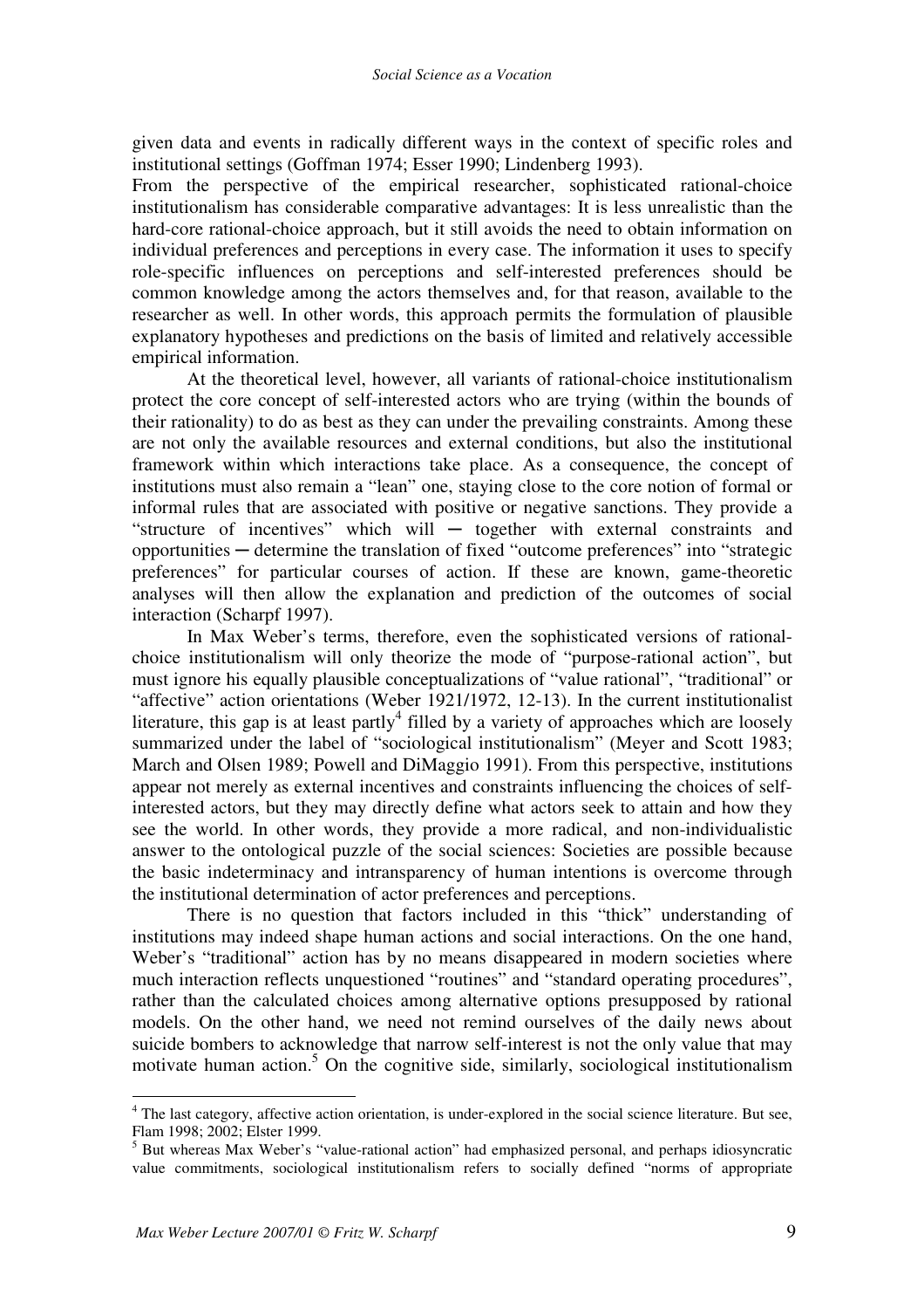given data and events in radically different ways in the context of specific roles and institutional settings (Goffman 1974; Esser 1990; Lindenberg 1993).

From the perspective of the empirical researcher, sophisticated rational-choice institutionalism has considerable comparative advantages: It is less unrealistic than the hard-core rational-choice approach, but it still avoids the need to obtain information on individual preferences and perceptions in every case. The information it uses to specify role-specific influences on perceptions and self-interested preferences should be common knowledge among the actors themselves and, for that reason, available to the researcher as well. In other words, this approach permits the formulation of plausible explanatory hypotheses and predictions on the basis of limited and relatively accessible empirical information.

At the theoretical level, however, all variants of rational-choice institutionalism protect the core concept of self-interested actors who are trying (within the bounds of their rationality) to do as best as they can under the prevailing constraints. Among these are not only the available resources and external conditions, but also the institutional framework within which interactions take place. As a consequence, the concept of institutions must also remain a "lean" one, staying close to the core notion of formal or informal rules that are associated with positive or negative sanctions. They provide a "structure of incentives" which will ─ together with external constraints and opportunities ─ determine the translation of fixed "outcome preferences" into "strategic preferences" for particular courses of action. If these are known, game-theoretic analyses will then allow the explanation and prediction of the outcomes of social interaction (Scharpf 1997).

In Max Weber's terms, therefore, even the sophisticated versions of rational-choice institutionalism will only theorize the mode of "purpose-rational action", but must ignore his equally plausible conceptualizations of "value rational", "traditional" or "affective" action orientations (Weber 1921/1972, 12-13). In the current institutionalist literature, this gap is at least partly[4] filled by a variety of approaches which are loosely summarized under the label of "sociological institutionalism" (Meyer and Scott 1983; March and Olsen 1989; Powell and DiMaggio 1991). From this perspective, institutions appear not merely as external incentives and constraints influencing the choices of self-interested actors, but they may directly define what actors seek to attain and how they see the world. In other words, they provide a more radical, and non-individualistic answer to the ontological puzzle of the social sciences: Societies are possible because the basic indeterminacy and intransparency of human intentions is overcome through the institutional determination of actor preferences and perceptions.

There is no question that factors included in this "thick" understanding of institutions may indeed shape human actions and social interactions. On the one hand, Weber's "traditional" action has by no means disappeared in modern societies where much interaction reflects unquestioned "routines" and "standard operating procedures", rather than the calculated choices among alternative options presupposed by rational models. On the other hand, we need not remind ourselves of the daily news about suicide bombers to acknowledge that narrow self-interest is not the only value that may motivate human action.[5] On the cognitive side, similarly, sociological institutionalism

---

[4] The last category, affective action orientation, is under-explored in the social science literature. But see, Flam 1998; 2002; Elster 1999.

[5] But whereas Max Weber's "value-rational action" had emphasized personal, and perhaps idiosyncratic value commitments, sociological institutionalism refers to socially defined "norms of appropriate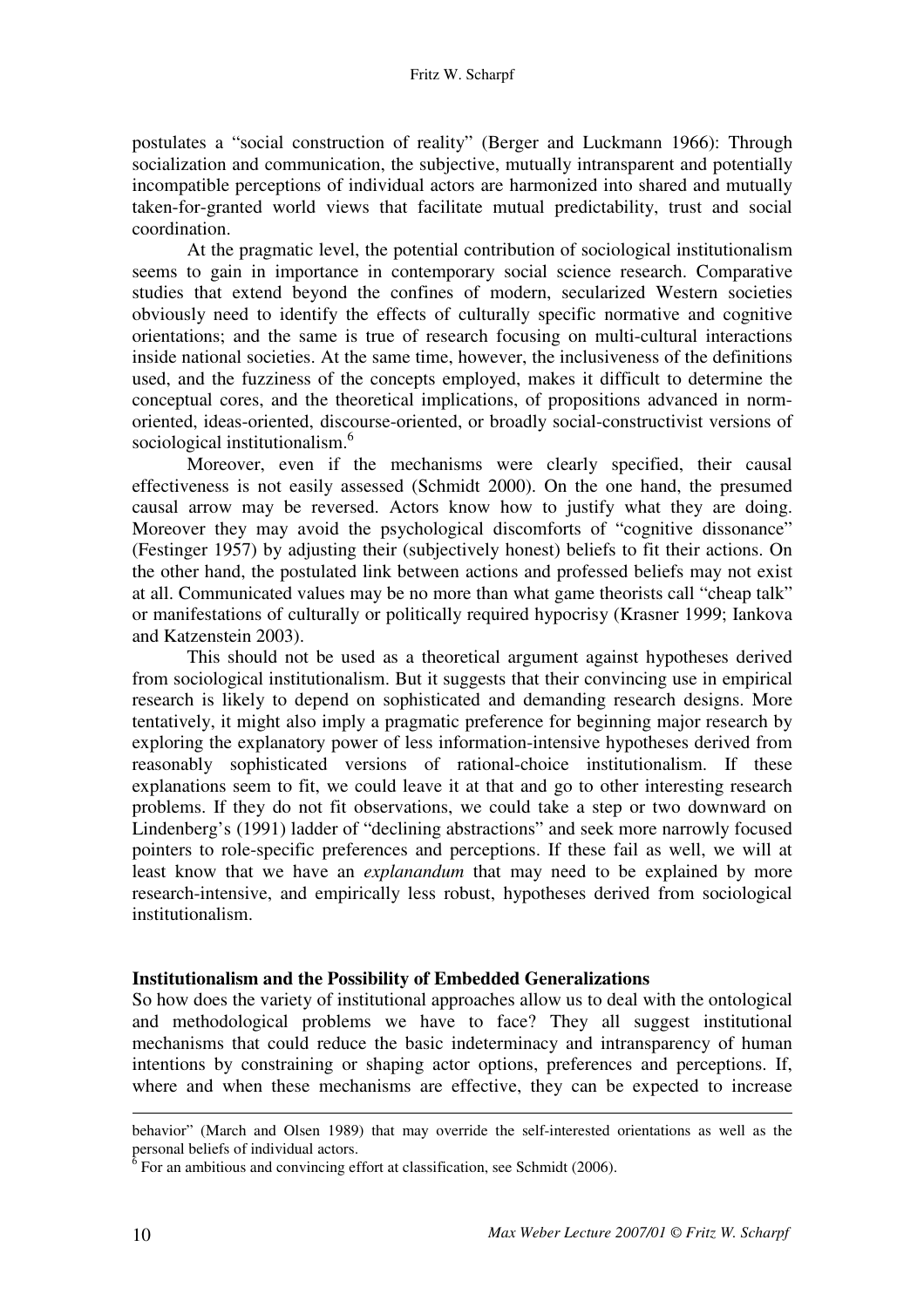postulates a "social construction of reality" (Berger and Luckmann 1966): Through socialization and communication, the subjective, mutually intransparent and potentially incompatible perceptions of individual actors are harmonized into shared and mutually taken-for-granted world views that facilitate mutual predictability, trust and social coordination.

At the pragmatic level, the potential contribution of sociological institutionalism seems to gain in importance in contemporary social science research. Comparative studies that extend beyond the confines of modern, secularized Western societies obviously need to identify the effects of culturally specific normative and cognitive orientations; and the same is true of research focusing on multi-cultural interactions inside national societies. At the same time, however, the inclusiveness of the definitions used, and the fuzziness of the concepts employed, makes it difficult to determine the conceptual cores, and the theoretical implications, of propositions advanced in norm-oriented, ideas-oriented, discourse-oriented, or broadly social-constructivist versions of sociological institutionalism.[6]

Moreover, even if the mechanisms were clearly specified, their causal effectiveness is not easily assessed (Schmidt 2000). On the one hand, the presumed causal arrow may be reversed. Actors know how to justify what they are doing. Moreover they may avoid the psychological discomforts of "cognitive dissonance" (Festinger 1957) by adjusting their (subjectively honest) beliefs to fit their actions. On the other hand, the postulated link between actions and professed beliefs may not exist at all. Communicated values may be no more than what game theorists call "cheap talk" or manifestations of culturally or politically required hypocrisy (Krasner 1999; Iankova and Katzenstein 2003).

This should not be used as a theoretical argument against hypotheses derived from sociological institutionalism. But it suggests that their convincing use in empirical research is likely to depend on sophisticated and demanding research designs. More tentatively, it might also imply a pragmatic preference for beginning major research by exploring the explanatory power of less information-intensive hypotheses derived from reasonably sophisticated versions of rational-choice institutionalism. If these explanations seem to fit, we could leave it at that and go to other interesting research problems. If they do not fit observations, we could take a step or two downward on Lindenberg's (1991) ladder of "declining abstractions" and seek more narrowly focused pointers to role-specific preferences and perceptions. If these fail as well, we will at least know that we have an *explanandum* that may need to be explained by more research-intensive, and empirically less robust, hypotheses derived from sociological institutionalism.

**Institutionalism and the Possibility of Embedded Generalizations**

So how does the variety of institutional approaches allow us to deal with the ontological and methodological problems we have to face? They all suggest institutional mechanisms that could reduce the basic indeterminacy and intransparency of human intentions by constraining or shaping actor options, preferences and perceptions. If, where and when these mechanisms are effective, they can be expected to increase

---

behavior" (March and Olsen 1989) that may override the self-interested orientations as well as the personal beliefs of individual actors.

[6] For an ambitious and convincing effort at classification, see Schmidt (2006).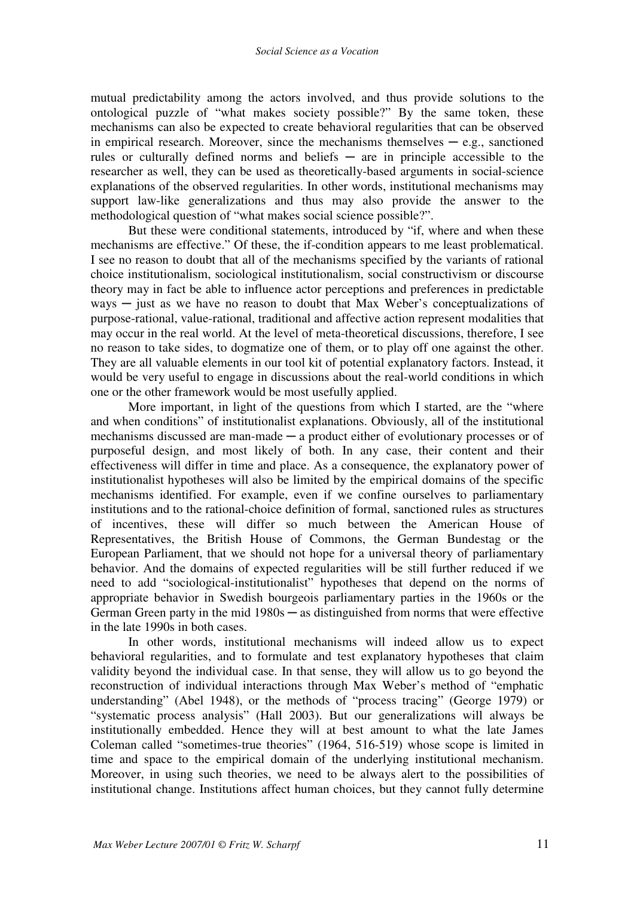mutual predictability among the actors involved, and thus provide solutions to the ontological puzzle of "what makes society possible?" By the same token, these mechanisms can also be expected to create behavioral regularities that can be observed in empirical research. Moreover, since the mechanisms themselves ─ e.g., sanctioned rules or culturally defined norms and beliefs ─ are in principle accessible to the researcher as well, they can be used as theoretically-based arguments in social-science explanations of the observed regularities. In other words, institutional mechanisms may support law-like generalizations and thus may also provide the answer to the methodological question of "what makes social science possible?".

But these were conditional statements, introduced by "if, where and when these mechanisms are effective." Of these, the if-condition appears to me least problematical. I see no reason to doubt that all of the mechanisms specified by the variants of rational choice institutionalism, sociological institutionalism, social constructivism or discourse theory may in fact be able to influence actor perceptions and preferences in predictable ways ─ just as we have no reason to doubt that Max Weber's conceptualizations of purpose-rational, value-rational, traditional and affective action represent modalities that may occur in the real world. At the level of meta-theoretical discussions, therefore, I see no reason to take sides, to dogmatize one of them, or to play off one against the other. They are all valuable elements in our tool kit of potential explanatory factors. Instead, it would be very useful to engage in discussions about the real-world conditions in which one or the other framework would be most usefully applied.

More important, in light of the questions from which I started, are the "where and when conditions" of institutionalist explanations. Obviously, all of the institutional mechanisms discussed are man-made ─ a product either of evolutionary processes or of purposeful design, and most likely of both. In any case, their content and their effectiveness will differ in time and place. As a consequence, the explanatory power of institutionalist hypotheses will also be limited by the empirical domains of the specific mechanisms identified. For example, even if we confine ourselves to parliamentary institutions and to the rational-choice definition of formal, sanctioned rules as structures of incentives, these will differ so much between the American House of Representatives, the British House of Commons, the German Bundestag or the European Parliament, that we should not hope for a universal theory of parliamentary behavior. And the domains of expected regularities will be still further reduced if we need to add "sociological-institutionalist" hypotheses that depend on the norms of appropriate behavior in Swedish bourgeois parliamentary parties in the 1960s or the German Green party in the mid 1980s ─ as distinguished from norms that were effective in the late 1990s in both cases.

In other words, institutional mechanisms will indeed allow us to expect behavioral regularities, and to formulate and test explanatory hypotheses that claim validity beyond the individual case. In that sense, they will allow us to go beyond the reconstruction of individual interactions through Max Weber's method of "emphatic understanding" (Abel 1948), or the methods of "process tracing" (George 1979) or "systematic process analysis" (Hall 2003). But our generalizations will always be institutionally embedded. Hence they will at best amount to what the late James Coleman called "sometimes-true theories" (1964, 516-519) whose scope is limited in time and space to the empirical domain of the underlying institutional mechanism. Moreover, in using such theories, we need to be always alert to the possibilities of institutional change. Institutions affect human choices, but they cannot fully determine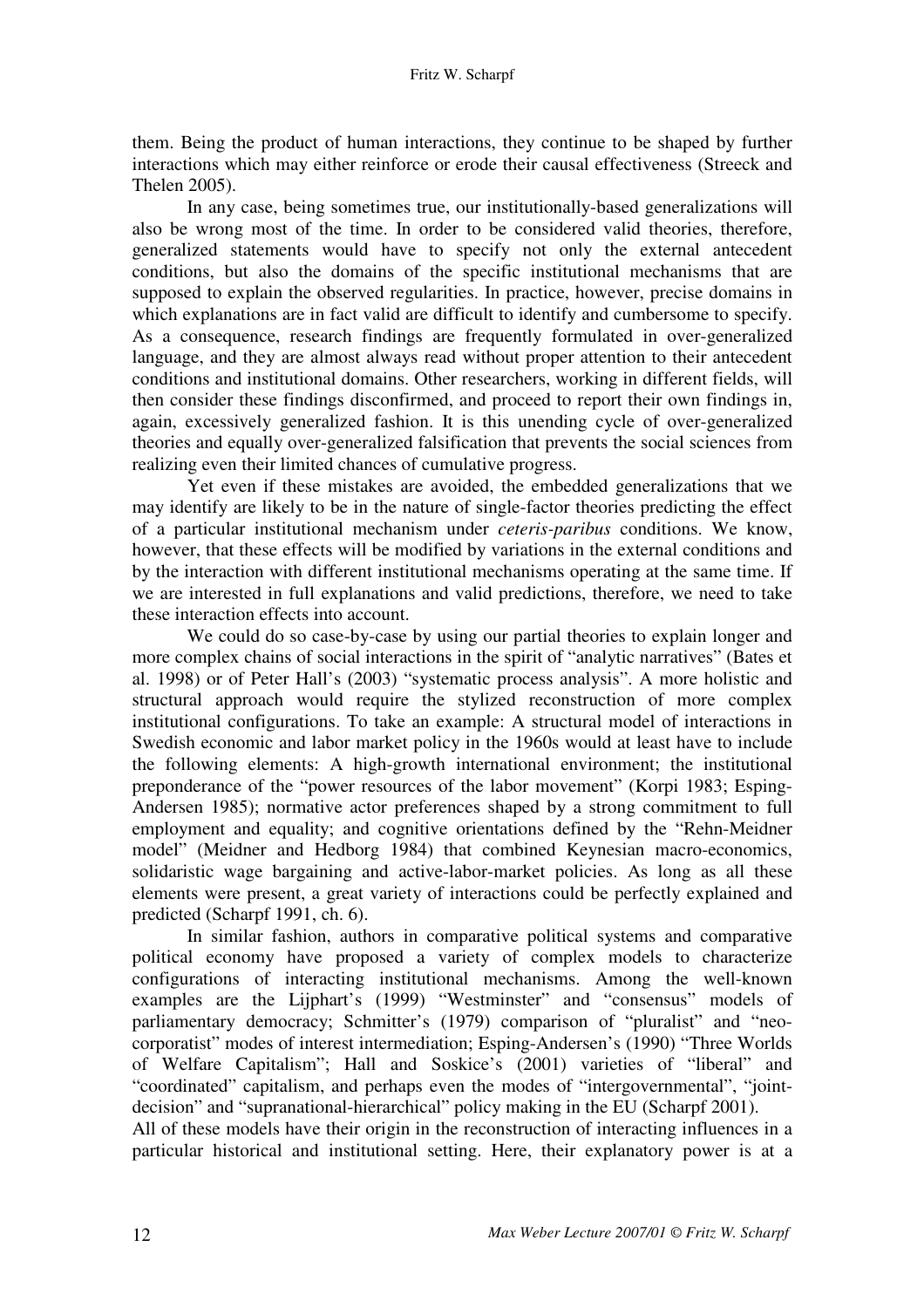them. Being the product of human interactions, they continue to be shaped by further interactions which may either reinforce or erode their causal effectiveness (Streeck and Thelen 2005).

In any case, being sometimes true, our institutionally-based generalizations will also be wrong most of the time. In order to be considered valid theories, therefore, generalized statements would have to specify not only the external antecedent conditions, but also the domains of the specific institutional mechanisms that are supposed to explain the observed regularities. In practice, however, precise domains in which explanations are in fact valid are difficult to identify and cumbersome to specify. As a consequence, research findings are frequently formulated in over-generalized language, and they are almost always read without proper attention to their antecedent conditions and institutional domains. Other researchers, working in different fields, will then consider these findings disconfirmed, and proceed to report their own findings in, again, excessively generalized fashion. It is this unending cycle of over-generalized theories and equally over-generalized falsification that prevents the social sciences from realizing even their limited chances of cumulative progress.

Yet even if these mistakes are avoided, the embedded generalizations that we may identify are likely to be in the nature of single-factor theories predicting the effect of a particular institutional mechanism under *ceteris-paribus* conditions. We know, however, that these effects will be modified by variations in the external conditions and by the interaction with different institutional mechanisms operating at the same time. If we are interested in full explanations and valid predictions, therefore, we need to take these interaction effects into account.

We could do so case-by-case by using our partial theories to explain longer and more complex chains of social interactions in the spirit of "analytic narratives" (Bates et al. 1998) or of Peter Hall's (2003) "systematic process analysis". A more holistic and structural approach would require the stylized reconstruction of more complex institutional configurations. To take an example: A structural model of interactions in Swedish economic and labor market policy in the 1960s would at least have to include the following elements: A high-growth international environment; the institutional preponderance of the "power resources of the labor movement" (Korpi 1983; Esping-Andersen 1985); normative actor preferences shaped by a strong commitment to full employment and equality; and cognitive orientations defined by the "Rehn-Meidner model" (Meidner and Hedborg 1984) that combined Keynesian macro-economics, solidaristic wage bargaining and active-labor-market policies. As long as all these elements were present, a great variety of interactions could be perfectly explained and predicted (Scharpf 1991, ch. 6).

In similar fashion, authors in comparative political systems and comparative political economy have proposed a variety of complex models to characterize configurations of interacting institutional mechanisms. Among the well-known examples are the Lijphart's (1999) "Westminster" and "consensus" models of parliamentary democracy; Schmitter's (1979) comparison of "pluralist" and "neo-corporatist" modes of interest intermediation; Esping-Andersen's (1990) "Three Worlds of Welfare Capitalism"; Hall and Soskice's (2001) varieties of "liberal" and "coordinated" capitalism, and perhaps even the modes of "intergovernmental", "joint-decision" and "supranational-hierarchical" policy making in the EU (Scharpf 2001).

All of these models have their origin in the reconstruction of interacting influences in a particular historical and institutional setting. Here, their explanatory power is at a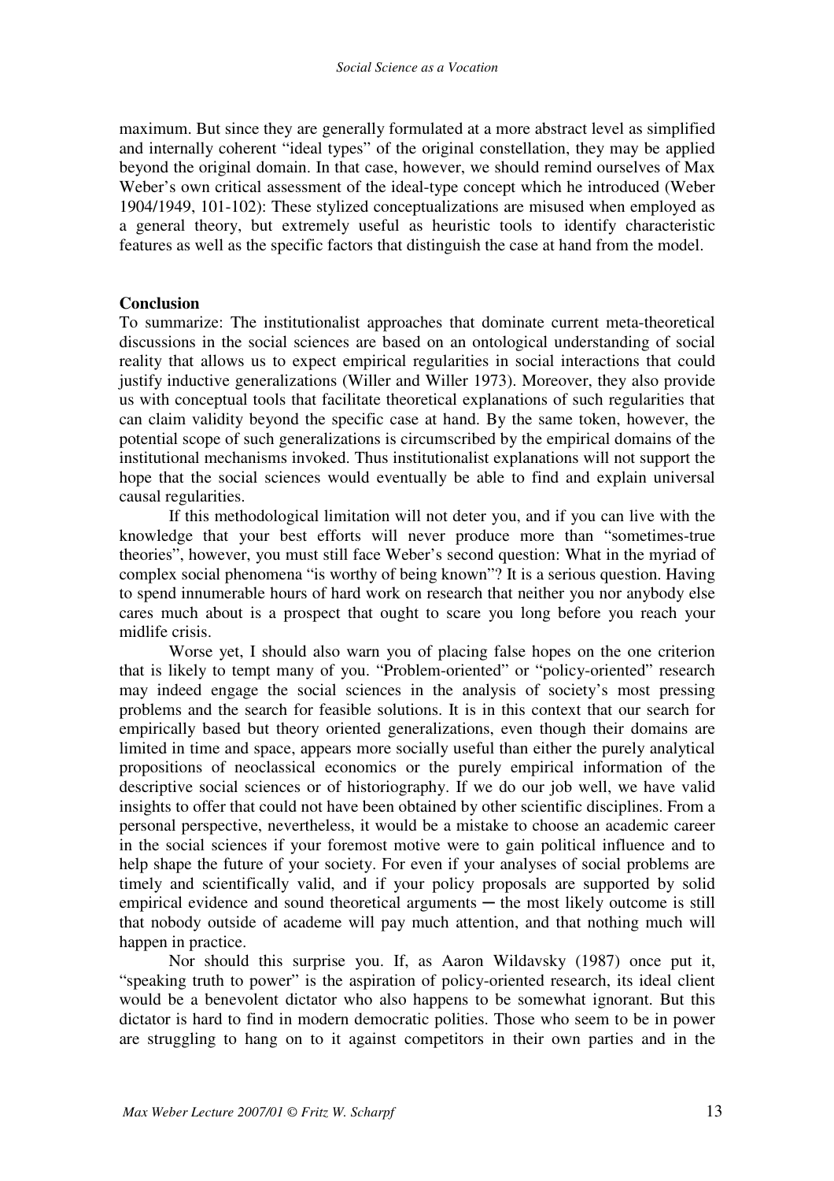maximum. But since they are generally formulated at a more abstract level as simplified and internally coherent "ideal types" of the original constellation, they may be applied beyond the original domain. In that case, however, we should remind ourselves of Max Weber's own critical assessment of the ideal-type concept which he introduced (Weber 1904/1949, 101-102): These stylized conceptualizations are misused when employed as a general theory, but extremely useful as heuristic tools to identify characteristic features as well as the specific factors that distinguish the case at hand from the model.

**Conclusion**

To summarize: The institutionalist approaches that dominate current meta-theoretical discussions in the social sciences are based on an ontological understanding of social reality that allows us to expect empirical regularities in social interactions that could justify inductive generalizations (Willer and Willer 1973). Moreover, they also provide us with conceptual tools that facilitate theoretical explanations of such regularities that can claim validity beyond the specific case at hand. By the same token, however, the potential scope of such generalizations is circumscribed by the empirical domains of the institutional mechanisms invoked. Thus institutionalist explanations will not support the hope that the social sciences would eventually be able to find and explain universal causal regularities.

If this methodological limitation will not deter you, and if you can live with the knowledge that your best efforts will never produce more than "sometimes-true theories", however, you must still face Weber's second question: What in the myriad of complex social phenomena "is worthy of being known"? It is a serious question. Having to spend innumerable hours of hard work on research that neither you nor anybody else cares much about is a prospect that ought to scare you long before you reach your midlife crisis.

Worse yet, I should also warn you of placing false hopes on the one criterion that is likely to tempt many of you. "Problem-oriented" or "policy-oriented" research may indeed engage the social sciences in the analysis of society's most pressing problems and the search for feasible solutions. It is in this context that our search for empirically based but theory oriented generalizations, even though their domains are limited in time and space, appears more socially useful than either the purely analytical propositions of neoclassical economics or the purely empirical information of the descriptive social sciences or of historiography. If we do our job well, we have valid insights to offer that could not have been obtained by other scientific disciplines. From a personal perspective, nevertheless, it would be a mistake to choose an academic career in the social sciences if your foremost motive were to gain political influence and to help shape the future of your society. For even if your analyses of social problems are timely and scientifically valid, and if your policy proposals are supported by solid empirical evidence and sound theoretical arguments ─ the most likely outcome is still that nobody outside of academe will pay much attention, and that nothing much will happen in practice.

Nor should this surprise you. If, as Aaron Wildavsky (1987) once put it, "speaking truth to power" is the aspiration of policy-oriented research, its ideal client would be a benevolent dictator who also happens to be somewhat ignorant. But this dictator is hard to find in modern democratic polities. Those who seem to be in power are struggling to hang on to it against competitors in their own parties and in the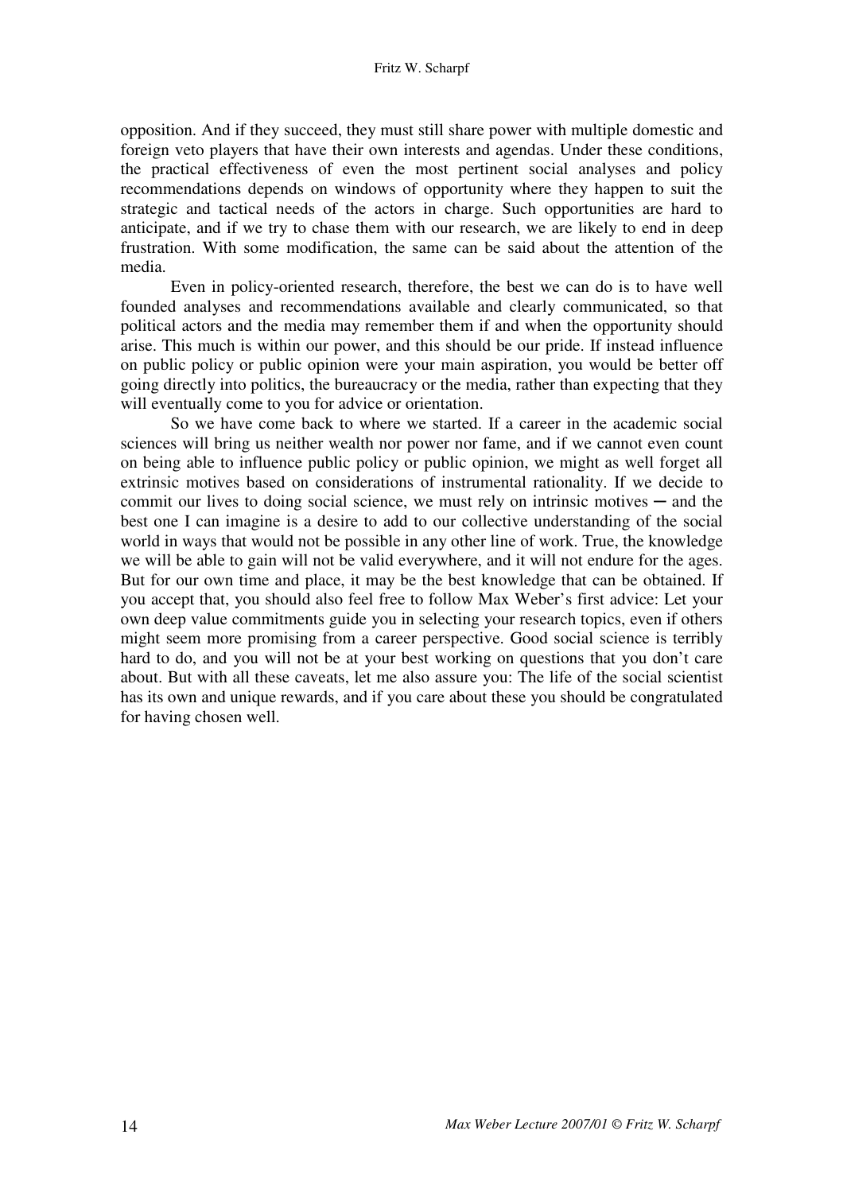opposition. And if they succeed, they must still share power with multiple domestic and foreign veto players that have their own interests and agendas. Under these conditions, the practical effectiveness of even the most pertinent social analyses and policy recommendations depends on windows of opportunity where they happen to suit the strategic and tactical needs of the actors in charge. Such opportunities are hard to anticipate, and if we try to chase them with our research, we are likely to end in deep frustration. With some modification, the same can be said about the attention of the media.

Even in policy-oriented research, therefore, the best we can do is to have well founded analyses and recommendations available and clearly communicated, so that political actors and the media may remember them if and when the opportunity should arise. This much is within our power, and this should be our pride. If instead influence on public policy or public opinion were your main aspiration, you would be better off going directly into politics, the bureaucracy or the media, rather than expecting that they will eventually come to you for advice or orientation.

So we have come back to where we started. If a career in the academic social sciences will bring us neither wealth nor power nor fame, and if we cannot even count on being able to influence public policy or public opinion, we might as well forget all extrinsic motives based on considerations of instrumental rationality. If we decide to commit our lives to doing social science, we must rely on intrinsic motives ─ and the best one I can imagine is a desire to add to our collective understanding of the social world in ways that would not be possible in any other line of work. True, the knowledge we will be able to gain will not be valid everywhere, and it will not endure for the ages. But for our own time and place, it may be the best knowledge that can be obtained. If you accept that, you should also feel free to follow Max Weber's first advice: Let your own deep value commitments guide you in selecting your research topics, even if others might seem more promising from a career perspective. Good social science is terribly hard to do, and you will not be at your best working on questions that you don't care about. But with all these caveats, let me also assure you: The life of the social scientist has its own and unique rewards, and if you care about these you should be congratulated for having chosen well.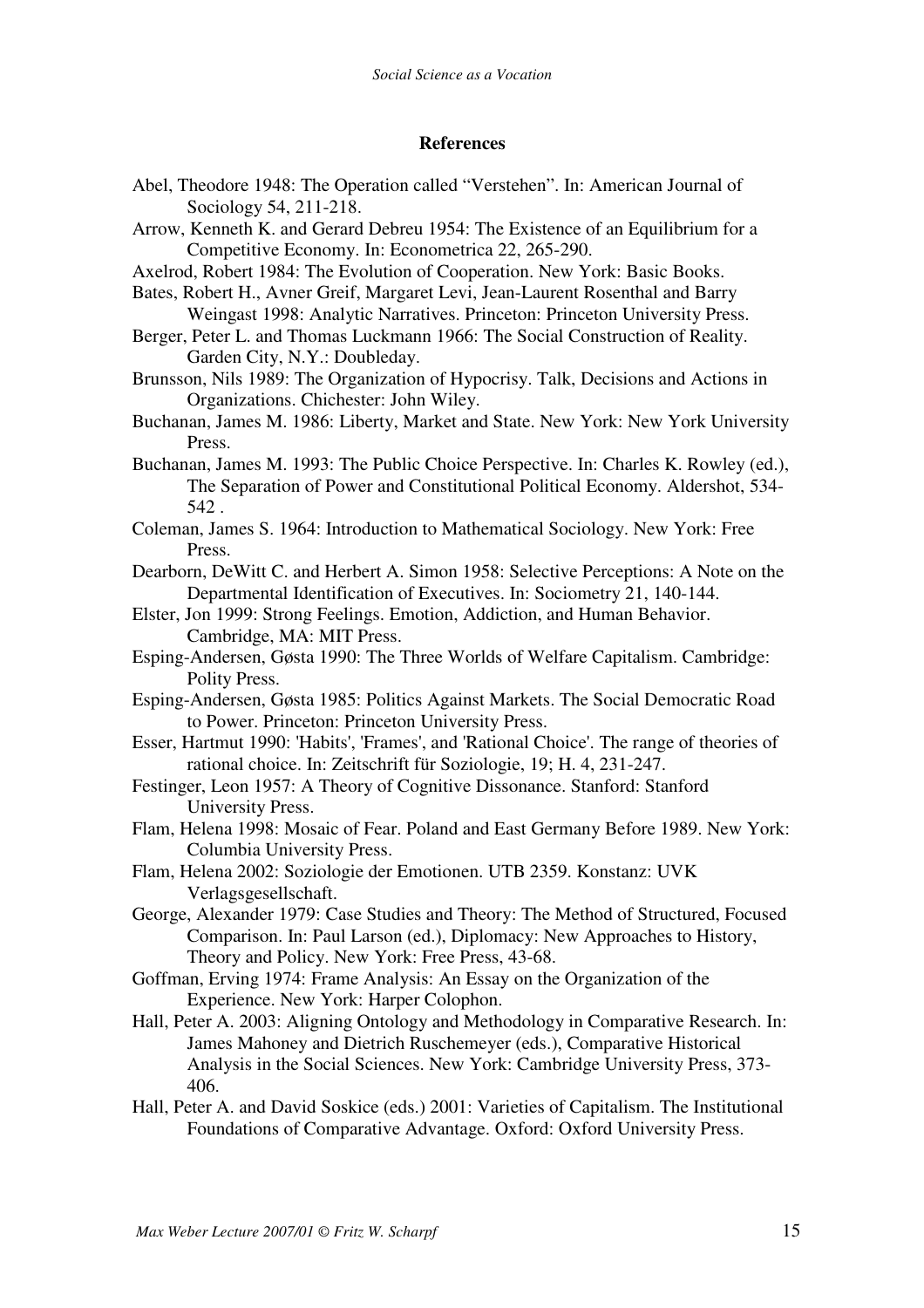## References

Abel, Theodore 1948: The Operation called "Verstehen". In: American Journal of Sociology 54, 211-218.

Arrow, Kenneth K. and Gerard Debreu 1954: The Existence of an Equilibrium for a Competitive Economy. In: Econometrica 22, 265-290.

Axelrod, Robert 1984: The Evolution of Cooperation. New York: Basic Books.

Bates, Robert H., Avner Greif, Margaret Levi, Jean-Laurent Rosenthal and Barry Weingast 1998: Analytic Narratives. Princeton: Princeton University Press.

Berger, Peter L. and Thomas Luckmann 1966: The Social Construction of Reality. Garden City, N.Y.: Doubleday.

Brunsson, Nils 1989: The Organization of Hypocrisy. Talk, Decisions and Actions in Organizations. Chichester: John Wiley.

Buchanan, James M. 1986: Liberty, Market and State. New York: New York University Press.

Buchanan, James M. 1993: The Public Choice Perspective. In: Charles K. Rowley (ed.), The Separation of Power and Constitutional Political Economy. Aldershot, 534-542 .

Coleman, James S. 1964: Introduction to Mathematical Sociology. New York: Free Press.

Dearborn, DeWitt C. and Herbert A. Simon 1958: Selective Perceptions: A Note on the Departmental Identification of Executives. In: Sociometry 21, 140-144.

Elster, Jon 1999: Strong Feelings. Emotion, Addiction, and Human Behavior. Cambridge, MA: MIT Press.

Esping-Andersen, Gøsta 1990: The Three Worlds of Welfare Capitalism. Cambridge: Polity Press.

Esping-Andersen, Gøsta 1985: Politics Against Markets. The Social Democratic Road to Power. Princeton: Princeton University Press.

Esser, Hartmut 1990: 'Habits', 'Frames', and 'Rational Choice'. The range of theories of rational choice. In: Zeitschrift für Soziologie, 19; H. 4, 231-247.

Festinger, Leon 1957: A Theory of Cognitive Dissonance. Stanford: Stanford University Press.

Flam, Helena 1998: Mosaic of Fear. Poland and East Germany Before 1989. New York: Columbia University Press.

Flam, Helena 2002: Soziologie der Emotionen. UTB 2359. Konstanz: UVK Verlagsgesellschaft.

George, Alexander 1979: Case Studies and Theory: The Method of Structured, Focused Comparison. In: Paul Larson (ed.), Diplomacy: New Approaches to History, Theory and Policy. New York: Free Press, 43-68.

Goffman, Erving 1974: Frame Analysis: An Essay on the Organization of the Experience. New York: Harper Colophon.

Hall, Peter A. 2003: Aligning Ontology and Methodology in Comparative Research. In: James Mahoney and Dietrich Ruschemeyer (eds.), Comparative Historical Analysis in the Social Sciences. New York: Cambridge University Press, 373-406.

Hall, Peter A. and David Soskice (eds.) 2001: Varieties of Capitalism. The Institutional Foundations of Comparative Advantage. Oxford: Oxford University Press.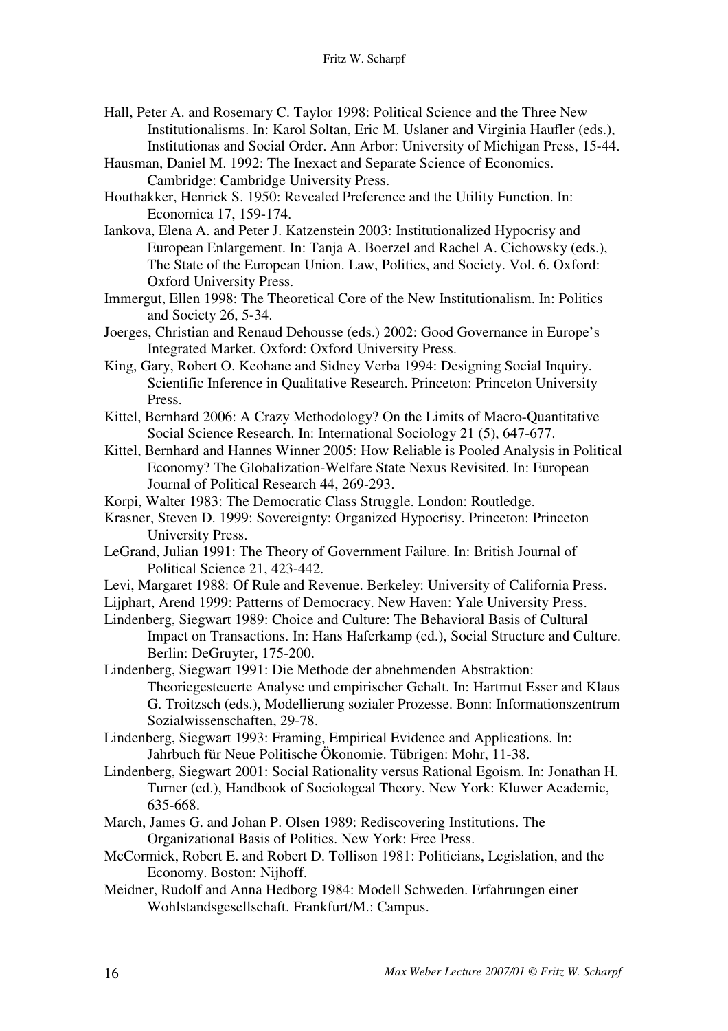Hall, Peter A. and Rosemary C. Taylor 1998: Political Science and the Three New Institutionalisms. In: Karol Soltan, Eric M. Uslaner and Virginia Haufler (eds.), Institutionas and Social Order. Ann Arbor: University of Michigan Press, 15-44.

Hausman, Daniel M. 1992: The Inexact and Separate Science of Economics. Cambridge: Cambridge University Press.

Houthakker, Henrick S. 1950: Revealed Preference and the Utility Function. In: Economica 17, 159-174.

Iankova, Elena A. and Peter J. Katzenstein 2003: Institutionalized Hypocrisy and European Enlargement. In: Tanja A. Boerzel and Rachel A. Cichowsky (eds.), The State of the European Union. Law, Politics, and Society. Vol. 6. Oxford: Oxford University Press.

Immergut, Ellen 1998: The Theoretical Core of the New Institutionalism. In: Politics and Society 26, 5-34.

Joerges, Christian and Renaud Dehousse (eds.) 2002: Good Governance in Europe's Integrated Market. Oxford: Oxford University Press.

King, Gary, Robert O. Keohane and Sidney Verba 1994: Designing Social Inquiry. Scientific Inference in Qualitative Research. Princeton: Princeton University Press.

Kittel, Bernhard 2006: A Crazy Methodology? On the Limits of Macro-Quantitative Social Science Research. In: International Sociology 21 (5), 647-677.

Kittel, Bernhard and Hannes Winner 2005: How Reliable is Pooled Analysis in Political Economy? The Globalization-Welfare State Nexus Revisited. In: European Journal of Political Research 44, 269-293.

Korpi, Walter 1983: The Democratic Class Struggle. London: Routledge.

Krasner, Steven D. 1999: Sovereignty: Organized Hypocrisy. Princeton: Princeton University Press.

LeGrand, Julian 1991: The Theory of Government Failure. In: British Journal of Political Science 21, 423-442.

Levi, Margaret 1988: Of Rule and Revenue. Berkeley: University of California Press.

Lijphart, Arend 1999: Patterns of Democracy. New Haven: Yale University Press.

Lindenberg, Siegwart 1989: Choice and Culture: The Behavioral Basis of Cultural Impact on Transactions. In: Hans Haferkamp (ed.), Social Structure and Culture. Berlin: DeGruyter, 175-200.

Lindenberg, Siegwart 1991: Die Methode der abnehmenden Abstraktion: Theoriegesteuerte Analyse und empirischer Gehalt. In: Hartmut Esser and Klaus G. Troitzsch (eds.), Modellierung sozialer Prozesse. Bonn: Informationszentrum Sozialwissenschaften, 29-78.

Lindenberg, Siegwart 1993: Framing, Empirical Evidence and Applications. In: Jahrbuch für Neue Politische Ökonomie. Tübrigen: Mohr, 11-38.

Lindenberg, Siegwart 2001: Social Rationality versus Rational Egoism. In: Jonathan H. Turner (ed.), Handbook of Sociologcal Theory. New York: Kluwer Academic, 635-668.

March, James G. and Johan P. Olsen 1989: Rediscovering Institutions. The Organizational Basis of Politics. New York: Free Press.

McCormick, Robert E. and Robert D. Tollison 1981: Politicians, Legislation, and the Economy. Boston: Nijhoff.

Meidner, Rudolf and Anna Hedborg 1984: Modell Schweden. Erfahrungen einer Wohlstandsgesellschaft. Frankfurt/M.: Campus.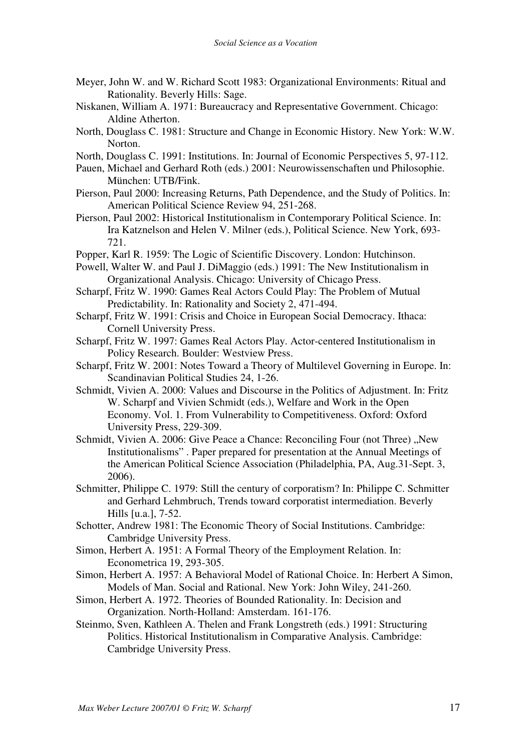Meyer, John W. and W. Richard Scott 1983: Organizational Environments: Ritual and Rationality. Beverly Hills: Sage.

Niskanen, William A. 1971: Bureaucracy and Representative Government. Chicago: Aldine Atherton.

North, Douglass C. 1981: Structure and Change in Economic History. New York: W.W. Norton.

North, Douglass C. 1991: Institutions. In: Journal of Economic Perspectives 5, 97-112.

Pauen, Michael and Gerhard Roth (eds.) 2001: Neurowissenschaften und Philosophie. München: UTB/Fink.

Pierson, Paul 2000: Increasing Returns, Path Dependence, and the Study of Politics. In: American Political Science Review 94, 251-268.

Pierson, Paul 2002: Historical Institutionalism in Contemporary Political Science. In: Ira Katznelson and Helen V. Milner (eds.), Political Science. New York, 693-721.

Popper, Karl R. 1959: The Logic of Scientific Discovery. London: Hutchinson.

Powell, Walter W. and Paul J. DiMaggio (eds.) 1991: The New Institutionalism in Organizational Analysis. Chicago: University of Chicago Press.

Scharpf, Fritz W. 1990: Games Real Actors Could Play: The Problem of Mutual Predictability. In: Rationality and Society 2, 471-494.

Scharpf, Fritz W. 1991: Crisis and Choice in European Social Democracy. Ithaca: Cornell University Press.

Scharpf, Fritz W. 1997: Games Real Actors Play. Actor-centered Institutionalism in Policy Research. Boulder: Westview Press.

Scharpf, Fritz W. 2001: Notes Toward a Theory of Multilevel Governing in Europe. In: Scandinavian Political Studies 24, 1-26.

Schmidt, Vivien A. 2000: Values and Discourse in the Politics of Adjustment. In: Fritz W. Scharpf and Vivien Schmidt (eds.), Welfare and Work in the Open Economy. Vol. 1. From Vulnerability to Competitiveness. Oxford: Oxford University Press, 229-309.

Schmidt, Vivien A. 2006: Give Peace a Chance: Reconciling Four (not Three) „New Institutionalisms" . Paper prepared for presentation at the Annual Meetings of the American Political Science Association (Philadelphia, PA, Aug.31-Sept. 3, 2006).

Schmitter, Philippe C. 1979: Still the century of corporatism? In: Philippe C. Schmitter and Gerhard Lehmbruch, Trends toward corporatist intermediation. Beverly Hills [u.a.], 7-52.

Schotter, Andrew 1981: The Economic Theory of Social Institutions. Cambridge: Cambridge University Press.

Simon, Herbert A. 1951: A Formal Theory of the Employment Relation. In: Econometrica 19, 293-305.

Simon, Herbert A. 1957: A Behavioral Model of Rational Choice. In: Herbert A Simon, Models of Man. Social and Rational. New York: John Wiley, 241-260.

Simon, Herbert A. 1972. Theories of Bounded Rationality. In: Decision and Organization. North-Holland: Amsterdam. 161-176.

Steinmo, Sven, Kathleen A. Thelen and Frank Longstreth (eds.) 1991: Structuring Politics. Historical Institutionalism in Comparative Analysis. Cambridge: Cambridge University Press.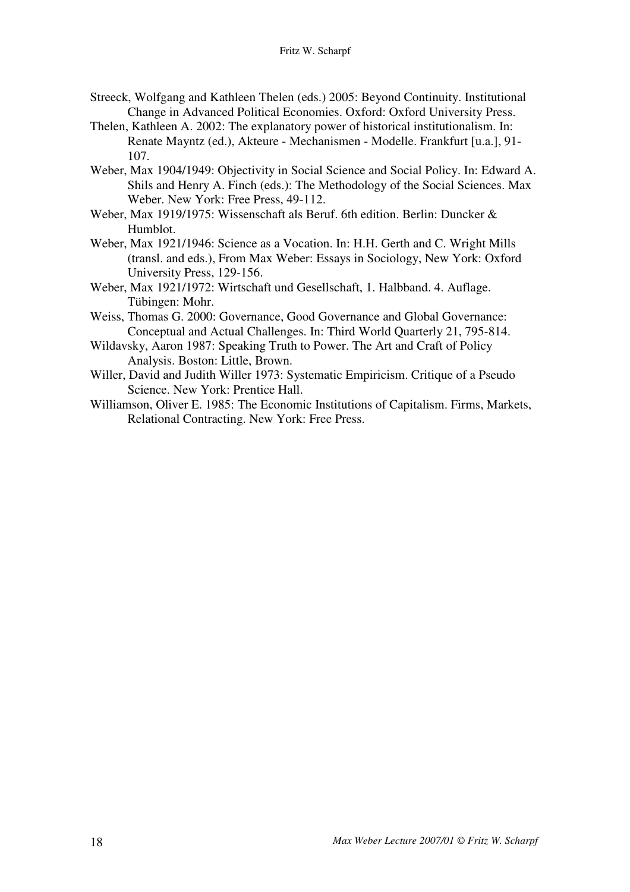Streeck, Wolfgang and Kathleen Thelen (eds.) 2005: Beyond Continuity. Institutional Change in Advanced Political Economies. Oxford: Oxford University Press.

Thelen, Kathleen A. 2002: The explanatory power of historical institutionalism. In: Renate Mayntz (ed.), Akteure - Mechanismen - Modelle. Frankfurt [u.a.], 91-107.

Weber, Max 1904/1949: Objectivity in Social Science and Social Policy. In: Edward A. Shils and Henry A. Finch (eds.): The Methodology of the Social Sciences. Max Weber. New York: Free Press, 49-112.

Weber, Max 1919/1975: Wissenschaft als Beruf. 6th edition. Berlin: Duncker & Humblot.

Weber, Max 1921/1946: Science as a Vocation. In: H.H. Gerth and C. Wright Mills (transl. and eds.), From Max Weber: Essays in Sociology, New York: Oxford University Press, 129-156.

Weber, Max 1921/1972: Wirtschaft und Gesellschaft, 1. Halbband. 4. Auflage. Tübingen: Mohr.

Weiss, Thomas G. 2000: Governance, Good Governance and Global Governance: Conceptual and Actual Challenges. In: Third World Quarterly 21, 795-814.

Wildavsky, Aaron 1987: Speaking Truth to Power. The Art and Craft of Policy Analysis. Boston: Little, Brown.

Willer, David and Judith Willer 1973: Systematic Empiricism. Critique of a Pseudo Science. New York: Prentice Hall.

Williamson, Oliver E. 1985: The Economic Institutions of Capitalism. Firms, Markets, Relational Contracting. New York: Free Press.